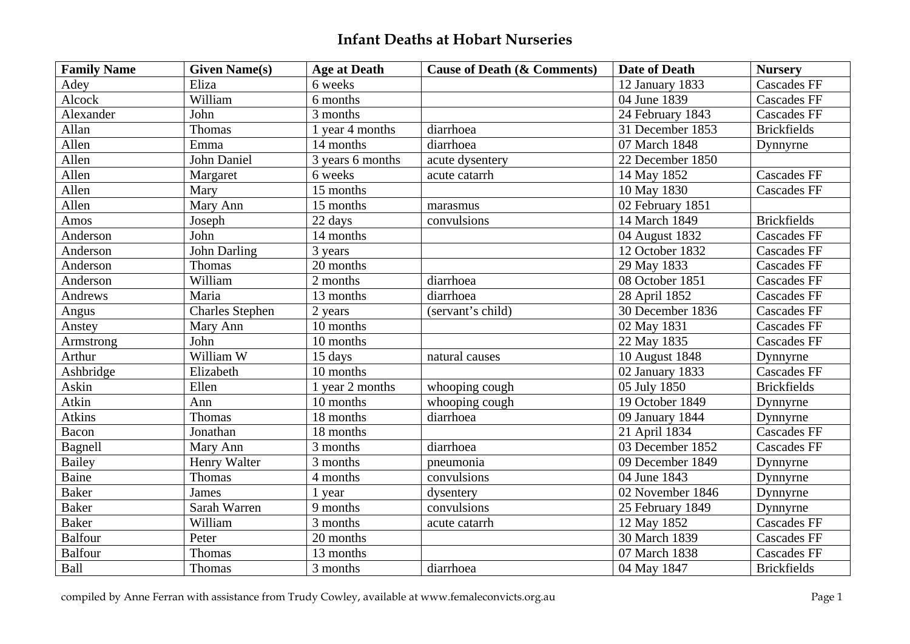# Infant Deaths at Hobart Nurseries

| Family Name | Given Name(s) | Age at Death | Cause of Death (& Comments) | Date of Death | Nursery |
|---|---|---|---|---|---|
| Adey | Eliza | 6 weeks | | 12 January 1833 | Cascades FF |
| Alcock | William | 6 months | | 04 June 1839 | Cascades FF |
| Alexander | John | 3 months | | 24 February 1843 | Cascades FF |
| Allan | Thomas | 1 year 4 months | diarrhoea | 31 December 1853 | Brickfields |
| Allen | Emma | 14 months | diarrhoea | 07 March 1848 | Dynnyrne |
| Allen | John Daniel | 3 years 6 months | acute dysentery | 22 December 1850 | |
| Allen | Margaret | 6 weeks | acute catarrh | 14 May 1852 | Cascades FF |
| Allen | Mary | 15 months | | 10 May 1830 | Cascades FF |
| Allen | Mary Ann | 15 months | marasmus | 02 February 1851 | |
| Amos | Joseph | 22 days | convulsions | 14 March 1849 | Brickfields |
| Anderson | John | 14 months | | 04 August 1832 | Cascades FF |
| Anderson | John Darling | 3 years | | 12 October 1832 | Cascades FF |
| Anderson | Thomas | 20 months | | 29 May 1833 | Cascades FF |
| Anderson | William | 2 months | diarrhoea | 08 October 1851 | Cascades FF |
| Andrews | Maria | 13 months | diarrhoea | 28 April 1852 | Cascades FF |
| Angus | Charles Stephen | 2 years | (servant’s child) | 30 December 1836 | Cascades FF |
| Anstey | Mary Ann | 10 months | | 02 May 1831 | Cascades FF |
| Armstrong | John | 10 months | | 22 May 1835 | Cascades FF |
| Arthur | William W | 15 days | natural causes | 10 August 1848 | Dynnyrne |
| Ashbridge | Elizabeth | 10 months | | 02 January 1833 | Cascades FF |
| Askin | Ellen | 1 year 2 months | whooping cough | 05 July 1850 | Brickfields |
| Atkin | Ann | 10 months | whooping cough | 19 October 1849 | Dynnyrne |
| Atkins | Thomas | 18 months | diarrhoea | 09 January 1844 | Dynnyrne |
| Bacon | Jonathan | 18 months | | 21 April 1834 | Cascades FF |
| Bagnell | Mary Ann | 3 months | diarrhoea | 03 December 1852 | Cascades FF |
| Bailey | Henry Walter | 3 months | pneumonia | 09 December 1849 | Dynnyrne |
| Baine | Thomas | 4 months | convulsions | 04 June 1843 | Dynnyrne |
| Baker | James | 1 year | dysentery | 02 November 1846 | Dynnyrne |
| Baker | Sarah Warren | 9 months | convulsions | 25 February 1849 | Dynnyrne |
| Baker | William | 3 months | acute catarrh | 12 May 1852 | Cascades FF |
| Balfour | Peter | 20 months | | 30 March 1839 | Cascades FF |
| Balfour | Thomas | 13 months | | 07 March 1838 | Cascades FF |
| Ball | Thomas | 3 months | diarrhoea | 04 May 1847 | Brickfields |

compiled by Anne Ferran with assistance from Trudy Cowley, available at www.femaleconvicts.org.au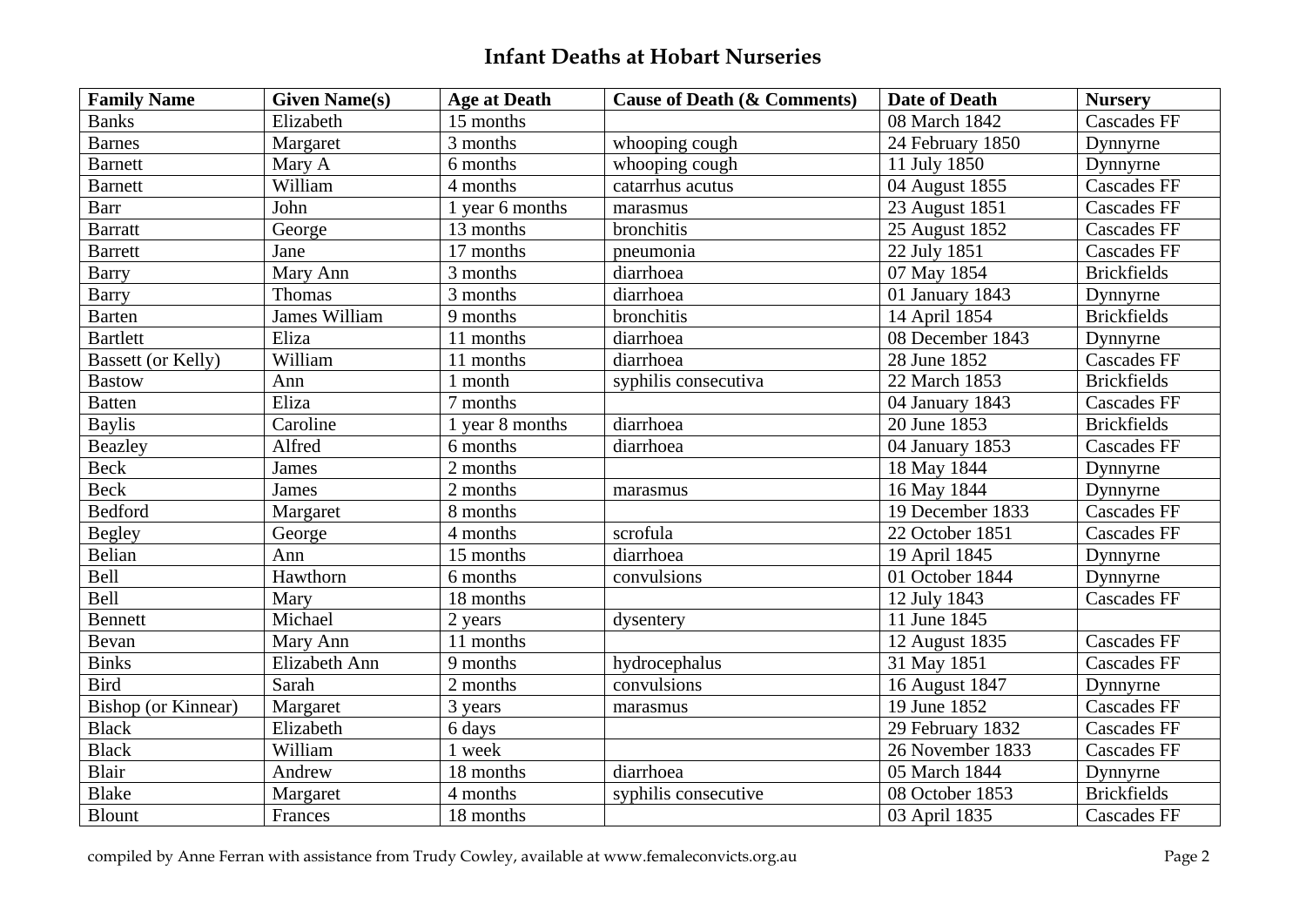# Infant Deaths at Hobart Nurseries

| Family Name | Given Name(s) | Age at Death | Cause of Death (& Comments) | Date of Death | Nursery |
|---|---|---|---|---|---|
| Banks | Elizabeth | 15 months | | 08 March 1842 | Cascades FF |
| Barnes | Margaret | 3 months | whooping cough | 24 February 1850 | Dynnyrne |
| Barnett | Mary A | 6 months | whooping cough | 11 July 1850 | Dynnyrne |
| Barnett | William | 4 months | catarrhus acutus | 04 August 1855 | Cascades FF |
| Barr | John | 1 year 6 months | marasmus | 23 August 1851 | Cascades FF |
| Barratt | George | 13 months | bronchitis | 25 August 1852 | Cascades FF |
| Barrett | Jane | 17 months | pneumonia | 22 July 1851 | Cascades FF |
| Barry | Mary Ann | 3 months | diarrhoea | 07 May 1854 | Brickfields |
| Barry | Thomas | 3 months | diarrhoea | 01 January 1843 | Dynnyrne |
| Barten | James William | 9 months | bronchitis | 14 April 1854 | Brickfields |
| Bartlett | Eliza | 11 months | diarrhoea | 08 December 1843 | Dynnyrne |
| Bassett (or Kelly) | William | 11 months | diarrhoea | 28 June 1852 | Cascades FF |
| Bastow | Ann | 1 month | syphilis consecutiva | 22 March 1853 | Brickfields |
| Batten | Eliza | 7 months | | 04 January 1843 | Cascades FF |
| Baylis | Caroline | 1 year 8 months | diarrhoea | 20 June 1853 | Brickfields |
| Beazley | Alfred | 6 months | diarrhoea | 04 January 1853 | Cascades FF |
| Beck | James | 2 months | | 18 May 1844 | Dynnyrne |
| Beck | James | 2 months | marasmus | 16 May 1844 | Dynnyrne |
| Bedford | Margaret | 8 months | | 19 December 1833 | Cascades FF |
| Begley | George | 4 months | scrofula | 22 October 1851 | Cascades FF |
| Belian | Ann | 15 months | diarrhoea | 19 April 1845 | Dynnyrne |
| Bell | Hawthorn | 6 months | convulsions | 01 October 1844 | Dynnyrne |
| Bell | Mary | 18 months | | 12 July 1843 | Cascades FF |
| Bennett | Michael | 2 years | dysentery | 11 June 1845 | |
| Bevan | Mary Ann | 11 months | | 12 August 1835 | Cascades FF |
| Binks | Elizabeth Ann | 9 months | hydrocephalus | 31 May 1851 | Cascades FF |
| Bird | Sarah | 2 months | convulsions | 16 August 1847 | Dynnyrne |
| Bishop (or Kinnear) | Margaret | 3 years | marasmus | 19 June 1852 | Cascades FF |
| Black | Elizabeth | 6 days | | 29 February 1832 | Cascades FF |
| Black | William | 1 week | | 26 November 1833 | Cascades FF |
| Blair | Andrew | 18 months | diarrhoea | 05 March 1844 | Dynnyrne |
| Blake | Margaret | 4 months | syphilis consecutive | 08 October 1853 | Brickfields |
| Blount | Frances | 18 months | | 03 April 1835 | Cascades FF |

compiled by Anne Ferran with assistance from Trudy Cowley, available at www.femaleconvicts.org.au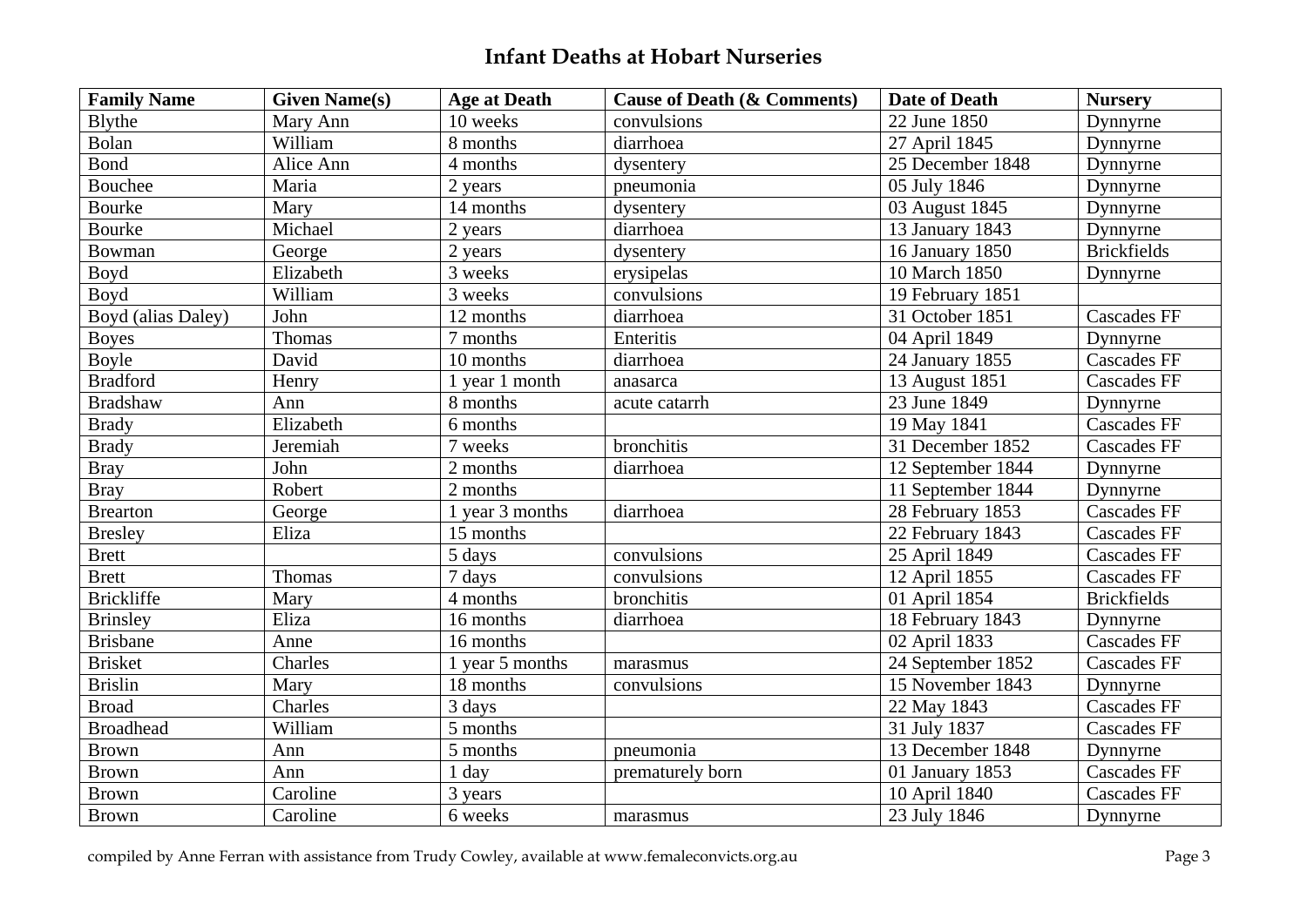## Infant Deaths at Hobart Nurseries

| Family Name | Given Name(s) | Age at Death | Cause of Death (& Comments) | Date of Death | Nursery |
|---|---|---|---|---|---|
| Blythe | Mary Ann | 10 weeks | convulsions | 22 June 1850 | Dynnyrne |
| Bolan | William | 8 months | diarrhoea | 27 April 1845 | Dynnyrne |
| Bond | Alice Ann | 4 months | dysentery | 25 December 1848 | Dynnyrne |
| Bouchee | Maria | 2 years | pneumonia | 05 July 1846 | Dynnyrne |
| Bourke | Mary | 14 months | dysentery | 03 August 1845 | Dynnyrne |
| Bourke | Michael | 2 years | diarrhoea | 13 January 1843 | Dynnyrne |
| Bowman | George | 2 years | dysentery | 16 January 1850 | Brickfields |
| Boyd | Elizabeth | 3 weeks | erysipelas | 10 March 1850 | Dynnyrne |
| Boyd | William | 3 weeks | convulsions | 19 February 1851 | |
| Boyd (alias Daley) | John | 12 months | diarrhoea | 31 October 1851 | Cascades FF |
| Boyes | Thomas | 7 months | Enteritis | 04 April 1849 | Dynnyrne |
| Boyle | David | 10 months | diarrhoea | 24 January 1855 | Cascades FF |
| Bradford | Henry | 1 year 1 month | anasarca | 13 August 1851 | Cascades FF |
| Bradshaw | Ann | 8 months | acute catarrh | 23 June 1849 | Dynnyrne |
| Brady | Elizabeth | 6 months | | 19 May 1841 | Cascades FF |
| Brady | Jeremiah | 7 weeks | bronchitis | 31 December 1852 | Cascades FF |
| Bray | John | 2 months | diarrhoea | 12 September 1844 | Dynnyrne |
| Bray | Robert | 2 months | | 11 September 1844 | Dynnyrne |
| Brearton | George | 1 year 3 months | diarrhoea | 28 February 1853 | Cascades FF |
| Bresley | Eliza | 15 months | | 22 February 1843 | Cascades FF |
| Brett | | 5 days | convulsions | 25 April 1849 | Cascades FF |
| Brett | Thomas | 7 days | convulsions | 12 April 1855 | Cascades FF |
| Brickliffe | Mary | 4 months | bronchitis | 01 April 1854 | Brickfields |
| Brinsley | Eliza | 16 months | diarrhoea | 18 February 1843 | Dynnyrne |
| Brisbane | Anne | 16 months | | 02 April 1833 | Cascades FF |
| Brisket | Charles | 1 year 5 months | marasmus | 24 September 1852 | Cascades FF |
| Brislin | Mary | 18 months | convulsions | 15 November 1843 | Dynnyrne |
| Broad | Charles | 3 days | | 22 May 1843 | Cascades FF |
| Broadhead | William | 5 months | | 31 July 1837 | Cascades FF |
| Brown | Ann | 5 months | pneumonia | 13 December 1848 | Dynnyrne |
| Brown | Ann | 1 day | prematurely born | 01 January 1853 | Cascades FF |
| Brown | Caroline | 3 years | | 10 April 1840 | Cascades FF |
| Brown | Caroline | 6 weeks | marasmus | 23 July 1846 | Dynnyrne |

compiled by Anne Ferran with assistance from Trudy Cowley, available at www.femaleconvicts.org.au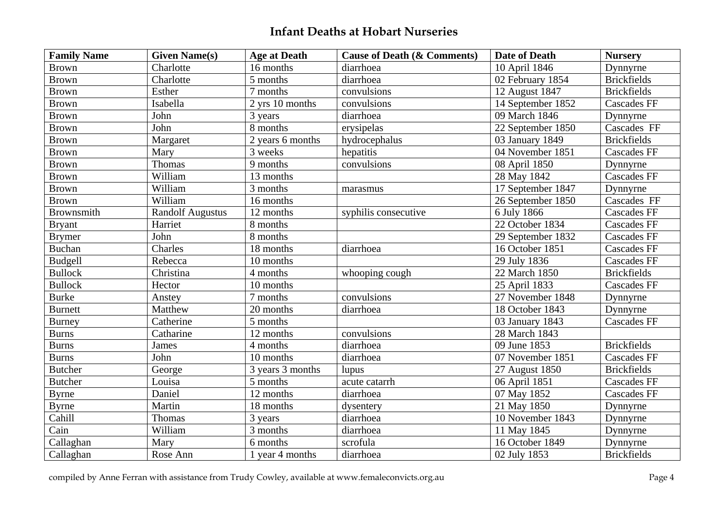# Infant Deaths at Hobart Nurseries

| Family Name | Given Name(s) | Age at Death | Cause of Death (& Comments) | Date of Death | Nursery |
|---|---|---|---|---|---|
| Brown | Charlotte | 16 months | diarrhoea | 10 April 1846 | Dynnyrne |
| Brown | Charlotte | 5 months | diarrhoea | 02 February 1854 | Brickfields |
| Brown | Esther | 7 months | convulsions | 12 August 1847 | Brickfields |
| Brown | Isabella | 2 yrs 10 months | convulsions | 14 September 1852 | Cascades FF |
| Brown | John | 3 years | diarrhoea | 09 March 1846 | Dynnyrne |
| Brown | John | 8 months | erysipelas | 22 September 1850 | Cascades FF |
| Brown | Margaret | 2 years 6 months | hydrocephalus | 03 January 1849 | Brickfields |
| Brown | Mary | 3 weeks | hepatitis | 04 November 1851 | Cascades FF |
| Brown | Thomas | 9 months | convulsions | 08 April 1850 | Dynnyrne |
| Brown | William | 13 months | | 28 May 1842 | Cascades FF |
| Brown | William | 3 months | marasmus | 17 September 1847 | Dynnyrne |
| Brown | William | 16 months | | 26 September 1850 | Cascades FF |
| Brownsmith | Randolf Augustus | 12 months | syphilis consecutive | 6 July 1866 | Cascades FF |
| Bryant | Harriet | 8 months | | 22 October 1834 | Cascades FF |
| Brymer | John | 8 months | | 29 September 1832 | Cascades FF |
| Buchan | Charles | 18 months | diarrhoea | 16 October 1851 | Cascades FF |
| Budgell | Rebecca | 10 months | | 29 July 1836 | Cascades FF |
| Bullock | Christina | 4 months | whooping cough | 22 March 1850 | Brickfields |
| Bullock | Hector | 10 months | | 25 April 1833 | Cascades FF |
| Burke | Anstey | 7 months | convulsions | 27 November 1848 | Dynnyrne |
| Burnett | Matthew | 20 months | diarrhoea | 18 October 1843 | Dynnyrne |
| Burney | Catherine | 5 months | | 03 January 1843 | Cascades FF |
| Burns | Catharine | 12 months | convulsions | 28 March 1843 | |
| Burns | James | 4 months | diarrhoea | 09 June 1853 | Brickfields |
| Burns | John | 10 months | diarrhoea | 07 November 1851 | Cascades FF |
| Butcher | George | 3 years 3 months | lupus | 27 August 1850 | Brickfields |
| Butcher | Louisa | 5 months | acute catarrh | 06 April 1851 | Cascades FF |
| Byrne | Daniel | 12 months | diarrhoea | 07 May 1852 | Cascades FF |
| Byrne | Martin | 18 months | dysentery | 21 May 1850 | Dynnyrne |
| Cahill | Thomas | 3 years | diarrhoea | 10 November 1843 | Dynnyrne |
| Cain | William | 3 months | diarrhoea | 11 May 1845 | Dynnyrne |
| Callaghan | Mary | 6 months | scrofula | 16 October 1849 | Dynnyrne |
| Callaghan | Rose Ann | 1 year 4 months | diarrhoea | 02 July 1853 | Brickfields |

compiled by Anne Ferran with assistance from Trudy Cowley, available at www.femaleconvicts.org.au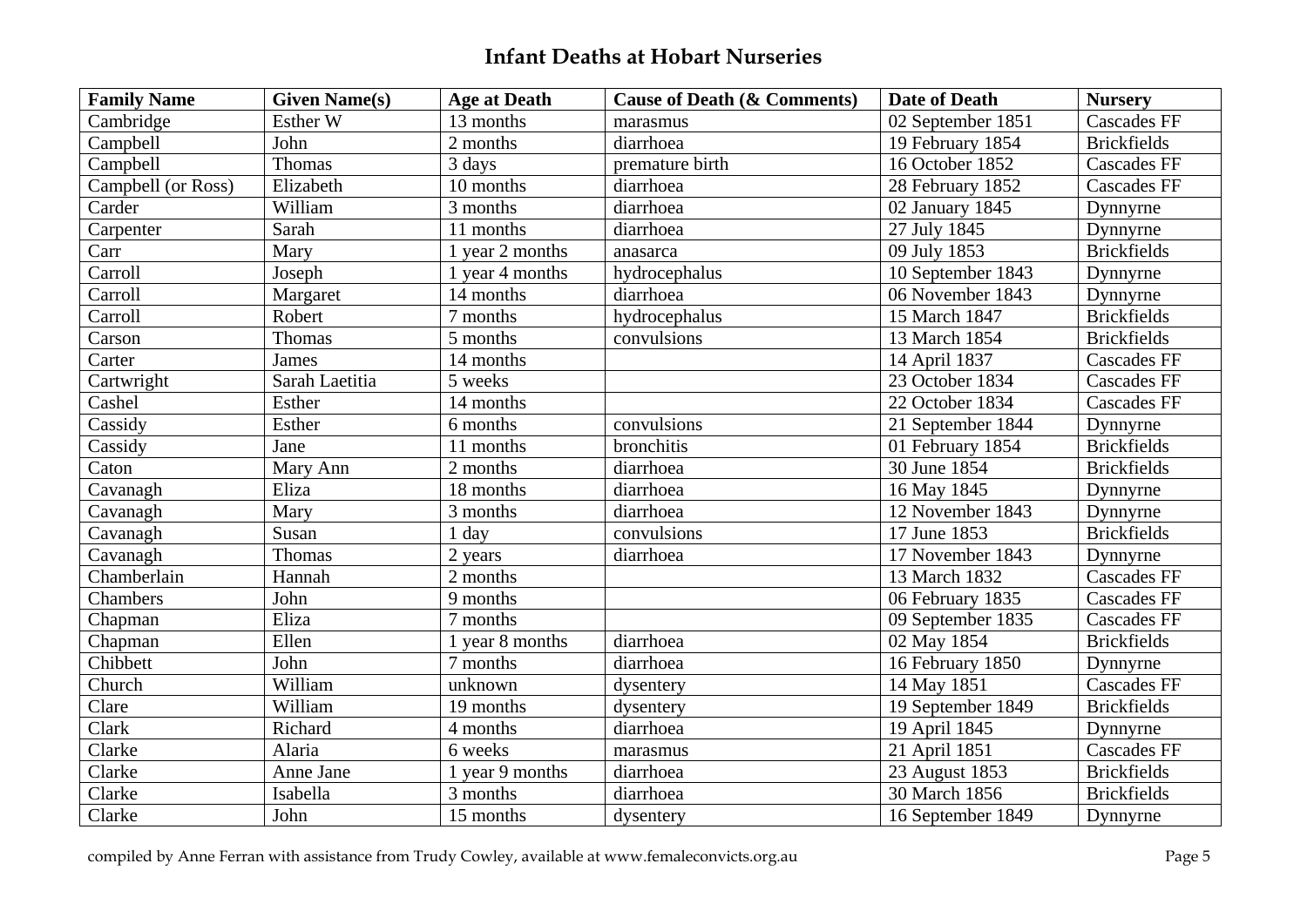## Infant Deaths at Hobart Nurseries

| Family Name | Given Name(s) | Age at Death | Cause of Death (& Comments) | Date of Death | Nursery |
|---|---|---|---|---|---|
| Cambridge | Esther W | 13 months | marasmus | 02 September 1851 | Cascades FF |
| Campbell | John | 2 months | diarrhoea | 19 February 1854 | Brickfields |
| Campbell | Thomas | 3 days | premature birth | 16 October 1852 | Cascades FF |
| Campbell (or Ross) | Elizabeth | 10 months | diarrhoea | 28 February 1852 | Cascades FF |
| Carder | William | 3 months | diarrhoea | 02 January 1845 | Dynnyrne |
| Carpenter | Sarah | 11 months | diarrhoea | 27 July 1845 | Dynnyrne |
| Carr | Mary | 1 year 2 months | anasarca | 09 July 1853 | Brickfields |
| Carroll | Joseph | 1 year 4 months | hydrocephalus | 10 September 1843 | Dynnyrne |
| Carroll | Margaret | 14 months | diarrhoea | 06 November 1843 | Dynnyrne |
| Carroll | Robert | 7 months | hydrocephalus | 15 March 1847 | Brickfields |
| Carson | Thomas | 5 months | convulsions | 13 March 1854 | Brickfields |
| Carter | James | 14 months | | 14 April 1837 | Cascades FF |
| Cartwright | Sarah Laetitia | 5 weeks | | 23 October 1834 | Cascades FF |
| Cashel | Esther | 14 months | | 22 October 1834 | Cascades FF |
| Cassidy | Esther | 6 months | convulsions | 21 September 1844 | Dynnyrne |
| Cassidy | Jane | 11 months | bronchitis | 01 February 1854 | Brickfields |
| Caton | Mary Ann | 2 months | diarrhoea | 30 June 1854 | Brickfields |
| Cavanagh | Eliza | 18 months | diarrhoea | 16 May 1845 | Dynnyrne |
| Cavanagh | Mary | 3 months | diarrhoea | 12 November 1843 | Dynnyrne |
| Cavanagh | Susan | 1 day | convulsions | 17 June 1853 | Brickfields |
| Cavanagh | Thomas | 2 years | diarrhoea | 17 November 1843 | Dynnyrne |
| Chamberlain | Hannah | 2 months | | 13 March 1832 | Cascades FF |
| Chambers | John | 9 months | | 06 February 1835 | Cascades FF |
| Chapman | Eliza | 7 months | | 09 September 1835 | Cascades FF |
| Chapman | Ellen | 1 year 8 months | diarrhoea | 02 May 1854 | Brickfields |
| Chibbett | John | 7 months | diarrhoea | 16 February 1850 | Dynnyrne |
| Church | William | unknown | dysentery | 14 May 1851 | Cascades FF |
| Clare | William | 19 months | dysentery | 19 September 1849 | Brickfields |
| Clark | Richard | 4 months | diarrhoea | 19 April 1845 | Dynnyrne |
| Clarke | Alaria | 6 weeks | marasmus | 21 April 1851 | Cascades FF |
| Clarke | Anne Jane | 1 year 9 months | diarrhoea | 23 August 1853 | Brickfields |
| Clarke | Isabella | 3 months | diarrhoea | 30 March 1856 | Brickfields |
| Clarke | John | 15 months | dysentery | 16 September 1849 | Dynnyrne |

compiled by Anne Ferran with assistance from Trudy Cowley, available at www.femaleconvicts.org.au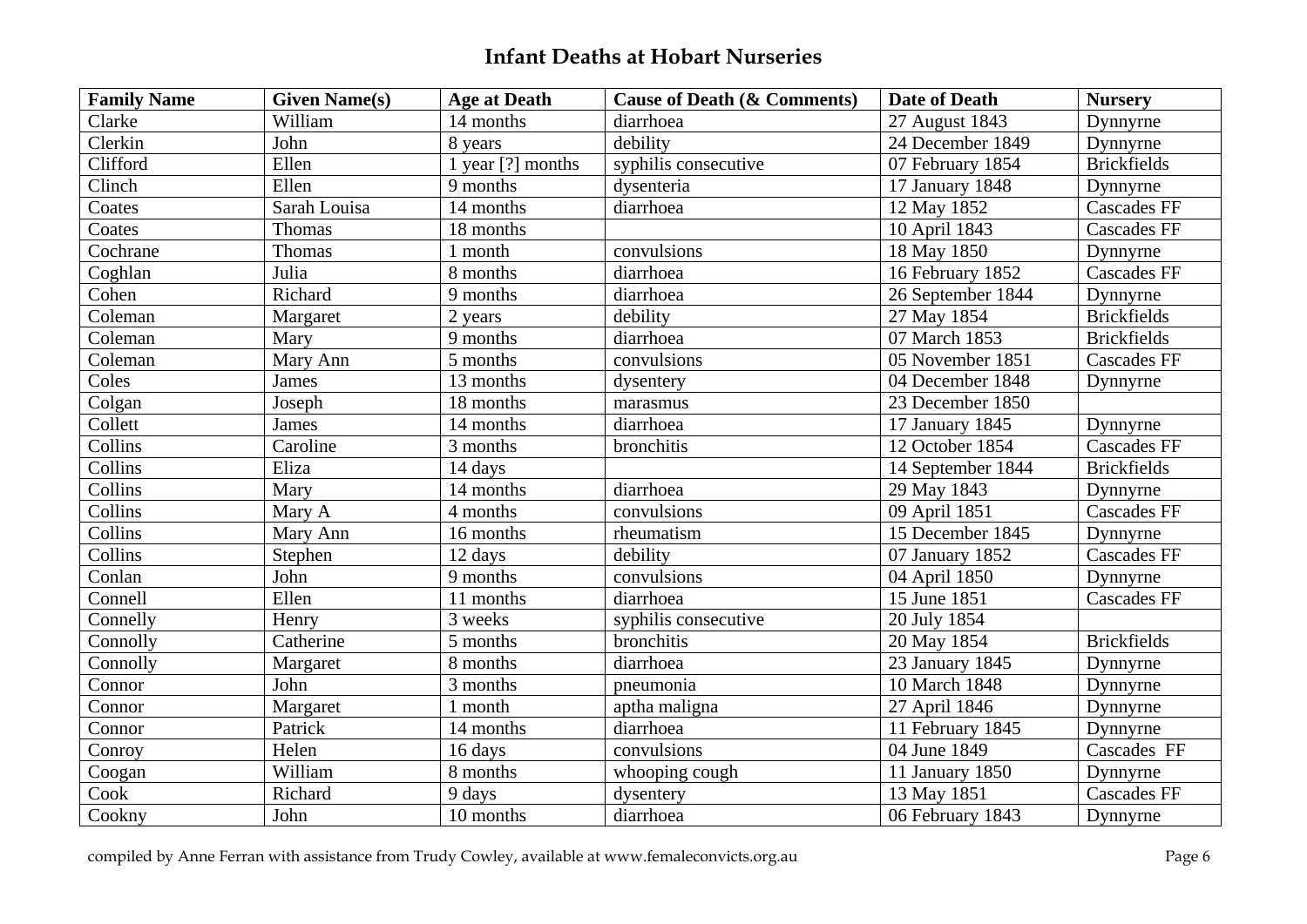## Infant Deaths at Hobart Nurseries

| Family Name | Given Name(s) | Age at Death | Cause of Death (& Comments) | Date of Death | Nursery |
|---|---|---|---|---|---|
| Clarke | William | 14 months | diarrhoea | 27 August 1843 | Dynnyrne |
| Clerkin | John | 8 years | debility | 24 December 1849 | Dynnyrne |
| Clifford | Ellen | 1 year [?] months | syphilis consecutive | 07 February 1854 | Brickfields |
| Clinch | Ellen | 9 months | dysenteria | 17 January 1848 | Dynnyrne |
| Coates | Sarah Louisa | 14 months | diarrhoea | 12 May 1852 | Cascades FF |
| Coates | Thomas | 18 months | | 10 April 1843 | Cascades FF |
| Cochrane | Thomas | 1 month | convulsions | 18 May 1850 | Dynnyrne |
| Coghlan | Julia | 8 months | diarrhoea | 16 February 1852 | Cascades FF |
| Cohen | Richard | 9 months | diarrhoea | 26 September 1844 | Dynnyrne |
| Coleman | Margaret | 2 years | debility | 27 May 1854 | Brickfields |
| Coleman | Mary | 9 months | diarrhoea | 07 March 1853 | Brickfields |
| Coleman | Mary Ann | 5 months | convulsions | 05 November 1851 | Cascades FF |
| Coles | James | 13 months | dysentery | 04 December 1848 | Dynnyrne |
| Colgan | Joseph | 18 months | marasmus | 23 December 1850 | |
| Collett | James | 14 months | diarrhoea | 17 January 1845 | Dynnyrne |
| Collins | Caroline | 3 months | bronchitis | 12 October 1854 | Cascades FF |
| Collins | Eliza | 14 days | | 14 September 1844 | Brickfields |
| Collins | Mary | 14 months | diarrhoea | 29 May 1843 | Dynnyrne |
| Collins | Mary A | 4 months | convulsions | 09 April 1851 | Cascades FF |
| Collins | Mary Ann | 16 months | rheumatism | 15 December 1845 | Dynnyrne |
| Collins | Stephen | 12 days | debility | 07 January 1852 | Cascades FF |
| Conlan | John | 9 months | convulsions | 04 April 1850 | Dynnyrne |
| Connell | Ellen | 11 months | diarrhoea | 15 June 1851 | Cascades FF |
| Connelly | Henry | 3 weeks | syphilis consecutive | 20 July 1854 | |
| Connolly | Catherine | 5 months | bronchitis | 20 May 1854 | Brickfields |
| Connolly | Margaret | 8 months | diarrhoea | 23 January 1845 | Dynnyrne |
| Connor | John | 3 months | pneumonia | 10 March 1848 | Dynnyrne |
| Connor | Margaret | 1 month | aptha maligna | 27 April 1846 | Dynnyrne |
| Connor | Patrick | 14 months | diarrhoea | 11 February 1845 | Dynnyrne |
| Conroy | Helen | 16 days | convulsions | 04 June 1849 | Cascades FF |
| Coogan | William | 8 months | whooping cough | 11 January 1850 | Dynnyrne |
| Cook | Richard | 9 days | dysentery | 13 May 1851 | Cascades FF |
| Cookny | John | 10 months | diarrhoea | 06 February 1843 | Dynnyrne |

compiled by Anne Ferran with assistance from Trudy Cowley, available at www.femaleconvicts.org.au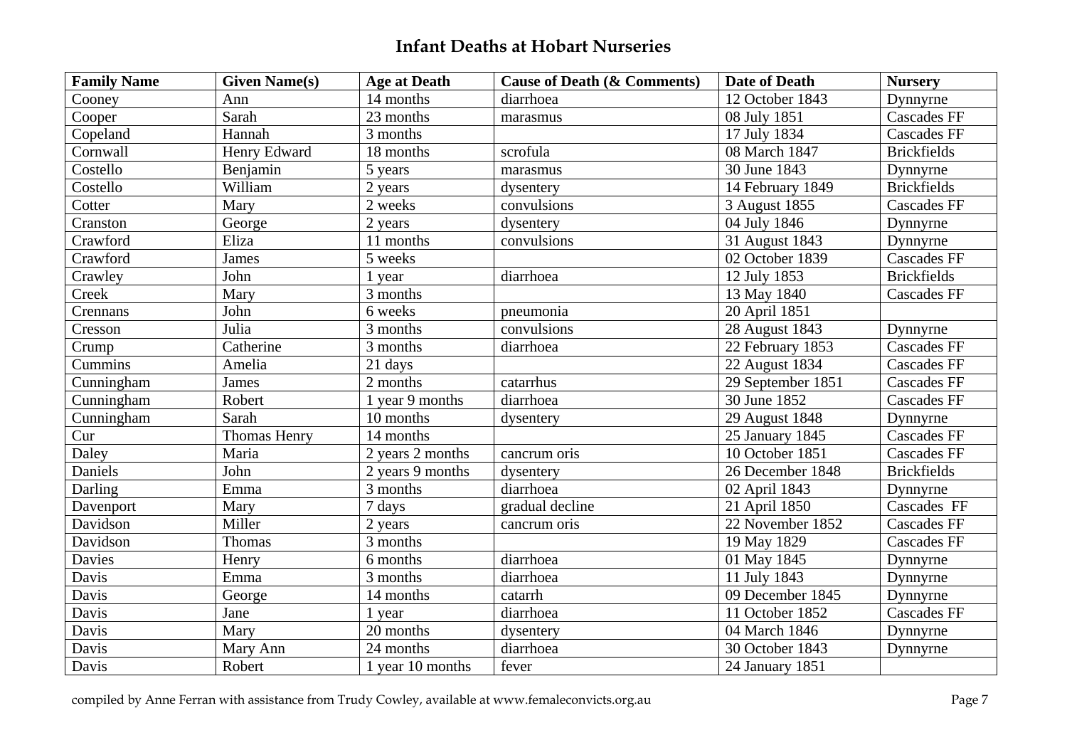# Infant Deaths at Hobart Nurseries

| Family Name | Given Name(s) | Age at Death | Cause of Death (& Comments) | Date of Death | Nursery |
|---|---|---|---|---|---|
| Cooney | Ann | 14 months | diarrhoea | 12 October 1843 | Dynnyrne |
| Cooper | Sarah | 23 months | marasmus | 08 July 1851 | Cascades FF |
| Copeland | Hannah | 3 months | | 17 July 1834 | Cascades FF |
| Cornwall | Henry Edward | 18 months | scrofula | 08 March 1847 | Brickfields |
| Costello | Benjamin | 5 years | marasmus | 30 June 1843 | Dynnyrne |
| Costello | William | 2 years | dysentery | 14 February 1849 | Brickfields |
| Cotter | Mary | 2 weeks | convulsions | 3 August 1855 | Cascades FF |
| Cranston | George | 2 years | dysentery | 04 July 1846 | Dynnyrne |
| Crawford | Eliza | 11 months | convulsions | 31 August 1843 | Dynnyrne |
| Crawford | James | 5 weeks | | 02 October 1839 | Cascades FF |
| Crawley | John | 1 year | diarrhoea | 12 July 1853 | Brickfields |
| Creek | Mary | 3 months | | 13 May 1840 | Cascades FF |
| Crennans | John | 6 weeks | pneumonia | 20 April 1851 | |
| Cresson | Julia | 3 months | convulsions | 28 August 1843 | Dynnyrne |
| Crump | Catherine | 3 months | diarrhoea | 22 February 1853 | Cascades FF |
| Cummins | Amelia | 21 days | | 22 August 1834 | Cascades FF |
| Cunningham | James | 2 months | catarrhus | 29 September 1851 | Cascades FF |
| Cunningham | Robert | 1 year 9 months | diarrhoea | 30 June 1852 | Cascades FF |
| Cunningham | Sarah | 10 months | dysentery | 29 August 1848 | Dynnyrne |
| Cur | Thomas Henry | 14 months | | 25 January 1845 | Cascades FF |
| Daley | Maria | 2 years 2 months | cancrum oris | 10 October 1851 | Cascades FF |
| Daniels | John | 2 years 9 months | dysentery | 26 December 1848 | Brickfields |
| Darling | Emma | 3 months | diarrhoea | 02 April 1843 | Dynnyrne |
| Davenport | Mary | 7 days | gradual decline | 21 April 1850 | Cascades FF |
| Davidson | Miller | 2 years | cancrum oris | 22 November 1852 | Cascades FF |
| Davidson | Thomas | 3 months | | 19 May 1829 | Cascades FF |
| Davies | Henry | 6 months | diarrhoea | 01 May 1845 | Dynnyrne |
| Davis | Emma | 3 months | diarrhoea | 11 July 1843 | Dynnyrne |
| Davis | George | 14 months | catarrh | 09 December 1845 | Dynnyrne |
| Davis | Jane | 1 year | diarrhoea | 11 October 1852 | Cascades FF |
| Davis | Mary | 20 months | dysentery | 04 March 1846 | Dynnyrne |
| Davis | Mary Ann | 24 months | diarrhoea | 30 October 1843 | Dynnyrne |
| Davis | Robert | 1 year 10 months | fever | 24 January 1851 | |

compiled by Anne Ferran with assistance from Trudy Cowley, available at www.femaleconvicts.org.au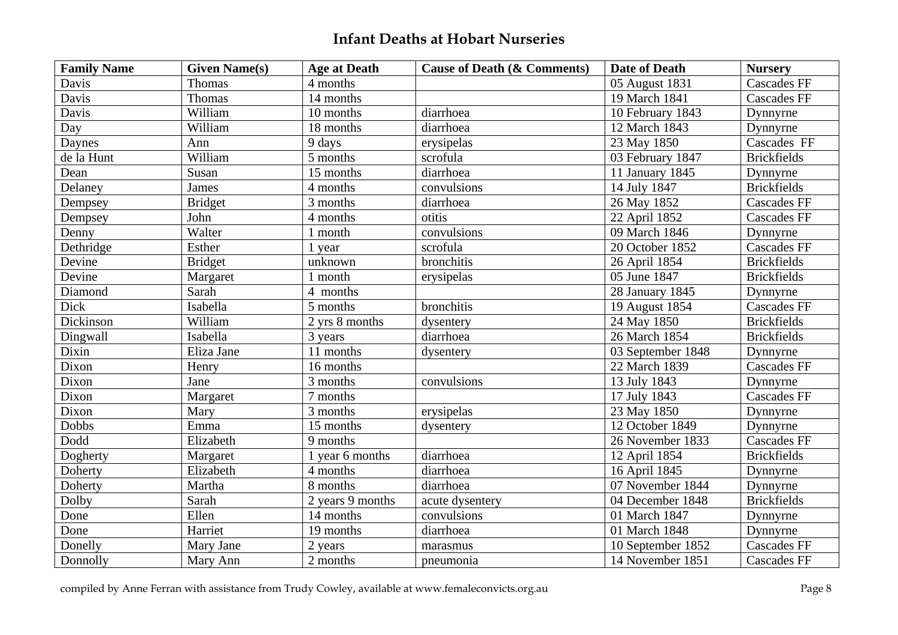# Infant Deaths at Hobart Nurseries

| Family Name | Given Name(s) | Age at Death | Cause of Death (& Comments) | Date of Death | Nursery |
|---|---|---|---|---|---|
| Davis | Thomas | 4 months | | 05 August 1831 | Cascades FF |
| Davis | Thomas | 14 months | | 19 March 1841 | Cascades FF |
| Davis | William | 10 months | diarrhoea | 10 February 1843 | Dynnyrne |
| Day | William | 18 months | diarrhoea | 12 March 1843 | Dynnyrne |
| Daynes | Ann | 9 days | erysipelas | 23 May 1850 | Cascades FF |
| de la Hunt | William | 5 months | scrofula | 03 February 1847 | Brickfields |
| Dean | Susan | 15 months | diarrhoea | 11 January 1845 | Dynnyrne |
| Delaney | James | 4 months | convulsions | 14 July 1847 | Brickfields |
| Dempsey | Bridget | 3 months | diarrhoea | 26 May 1852 | Cascades FF |
| Dempsey | John | 4 months | otitis | 22 April 1852 | Cascades FF |
| Denny | Walter | 1 month | convulsions | 09 March 1846 | Dynnyrne |
| Dethridge | Esther | 1 year | scrofula | 20 October 1852 | Cascades FF |
| Devine | Bridget | unknown | bronchitis | 26 April 1854 | Brickfields |
| Devine | Margaret | 1 month | erysipelas | 05 June 1847 | Brickfields |
| Diamond | Sarah | 4 months | | 28 January 1845 | Dynnyrne |
| Dick | Isabella | 5 months | bronchitis | 19 August 1854 | Cascades FF |
| Dickinson | William | 2 yrs 8 months | dysentery | 24 May 1850 | Brickfields |
| Dingwall | Isabella | 3 years | diarrhoea | 26 March 1854 | Brickfields |
| Dixin | Eliza Jane | 11 months | dysentery | 03 September 1848 | Dynnyrne |
| Dixon | Henry | 16 months | | 22 March 1839 | Cascades FF |
| Dixon | Jane | 3 months | convulsions | 13 July 1843 | Dynnyrne |
| Dixon | Margaret | 7 months | | 17 July 1843 | Cascades FF |
| Dixon | Mary | 3 months | erysipelas | 23 May 1850 | Dynnyrne |
| Dobbs | Emma | 15 months | dysentery | 12 October 1849 | Dynnyrne |
| Dodd | Elizabeth | 9 months | | 26 November 1833 | Cascades FF |
| Dogherty | Margaret | 1 year 6 months | diarrhoea | 12 April 1854 | Brickfields |
| Doherty | Elizabeth | 4 months | diarrhoea | 16 April 1845 | Dynnyrne |
| Doherty | Martha | 8 months | diarrhoea | 07 November 1844 | Dynnyrne |
| Dolby | Sarah | 2 years 9 months | acute dysentery | 04 December 1848 | Brickfields |
| Done | Ellen | 14 months | convulsions | 01 March 1847 | Dynnyrne |
| Done | Harriet | 19 months | diarrhoea | 01 March 1848 | Dynnyrne |
| Donelly | Mary Jane | 2 years | marasmus | 10 September 1852 | Cascades FF |
| Donnolly | Mary Ann | 2 months | pneumonia | 14 November 1851 | Cascades FF |

compiled by Anne Ferran with assistance from Trudy Cowley, available at www.femaleconvicts.org.au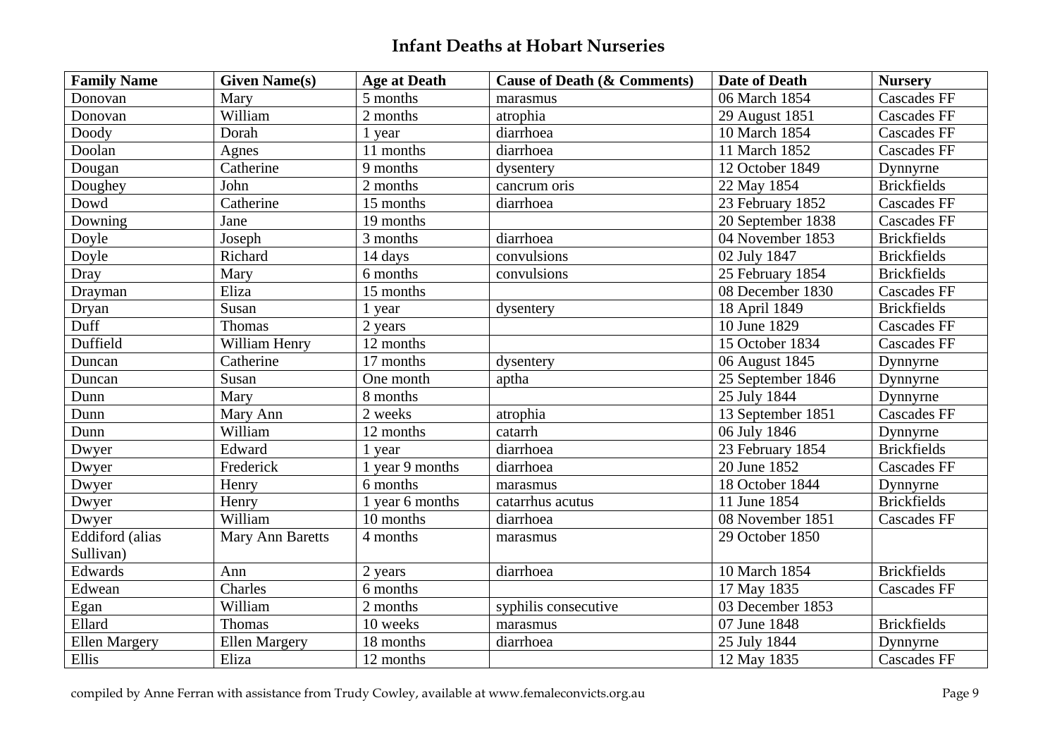## Infant Deaths at Hobart Nurseries

| Family Name | Given Name(s) | Age at Death | Cause of Death (& Comments) | Date of Death | Nursery |
|---|---|---|---|---|---|
| Donovan | Mary | 5 months | marasmus | 06 March 1854 | Cascades FF |
| Donovan | William | 2 months | atrophia | 29 August 1851 | Cascades FF |
| Doody | Dorah | 1 year | diarrhoea | 10 March 1854 | Cascades FF |
| Doolan | Agnes | 11 months | diarrhoea | 11 March 1852 | Cascades FF |
| Dougan | Catherine | 9 months | dysentery | 12 October 1849 | Dynnyrne |
| Doughey | John | 2 months | cancrum oris | 22 May 1854 | Brickfields |
| Dowd | Catherine | 15 months | diarrhoea | 23 February 1852 | Cascades FF |
| Downing | Jane | 19 months | | 20 September 1838 | Cascades FF |
| Doyle | Joseph | 3 months | diarrhoea | 04 November 1853 | Brickfields |
| Doyle | Richard | 14 days | convulsions | 02 July 1847 | Brickfields |
| Dray | Mary | 6 months | convulsions | 25 February 1854 | Brickfields |
| Drayman | Eliza | 15 months | | 08 December 1830 | Cascades FF |
| Dryan | Susan | 1 year | dysentery | 18 April 1849 | Brickfields |
| Duff | Thomas | 2 years | | 10 June 1829 | Cascades FF |
| Duffield | William Henry | 12 months | | 15 October 1834 | Cascades FF |
| Duncan | Catherine | 17 months | dysentery | 06 August 1845 | Dynnyrne |
| Duncan | Susan | One month | aptha | 25 September 1846 | Dynnyrne |
| Dunn | Mary | 8 months | | 25 July 1844 | Dynnyrne |
| Dunn | Mary Ann | 2 weeks | atrophia | 13 September 1851 | Cascades FF |
| Dunn | William | 12 months | catarrh | 06 July 1846 | Dynnyrne |
| Dwyer | Edward | 1 year | diarrhoea | 23 February 1854 | Brickfields |
| Dwyer | Frederick | 1 year 9 months | diarrhoea | 20 June 1852 | Cascades FF |
| Dwyer | Henry | 6 months | marasmus | 18 October 1844 | Dynnyrne |
| Dwyer | Henry | 1 year 6 months | catarrhus acutus | 11 June 1854 | Brickfields |
| Dwyer | William | 10 months | diarrhoea | 08 November 1851 | Cascades FF |
| Eddiford (alias Sullivan) | Mary Ann Baretts | 4 months | marasmus | 29 October 1850 | |
| Edwards | Ann | 2 years | diarrhoea | 10 March 1854 | Brickfields |
| Edwean | Charles | 6 months | | 17 May 1835 | Cascades FF |
| Egan | William | 2 months | syphilis consecutive | 03 December 1853 | |
| Ellard | Thomas | 10 weeks | marasmus | 07 June 1848 | Brickfields |
| Ellen Margery | Ellen Margery | 18 months | diarrhoea | 25 July 1844 | Dynnyrne |
| Ellis | Eliza | 12 months | | 12 May 1835 | Cascades FF |

compiled by Anne Ferran with assistance from Trudy Cowley, available at www.femaleconvicts.org.au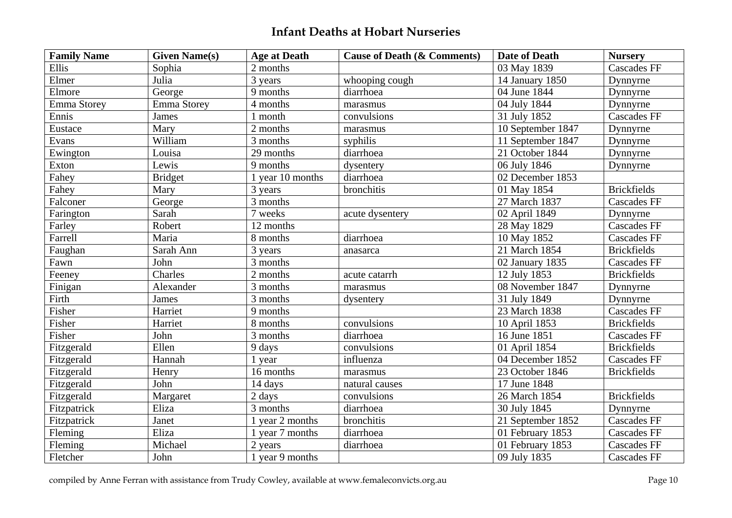## Infant Deaths at Hobart Nurseries

| Family Name | Given Name(s) | Age at Death | Cause of Death (& Comments) | Date of Death | Nursery |
|---|---|---|---|---|---|
| Ellis | Sophia | 2 months | | 03 May 1839 | Cascades FF |
| Elmer | Julia | 3 years | whooping cough | 14 January 1850 | Dynnyrne |
| Elmore | George | 9 months | diarrhoea | 04 June 1844 | Dynnyrne |
| Emma Storey | Emma Storey | 4 months | marasmus | 04 July 1844 | Dynnyrne |
| Ennis | James | 1 month | convulsions | 31 July 1852 | Cascades FF |
| Eustace | Mary | 2 months | marasmus | 10 September 1847 | Dynnyrne |
| Evans | William | 3 months | syphilis | 11 September 1847 | Dynnyrne |
| Ewington | Louisa | 29 months | diarrhoea | 21 October 1844 | Dynnyrne |
| Exton | Lewis | 9 months | dysentery | 06 July 1846 | Dynnyrne |
| Fahey | Bridget | 1 year 10 months | diarrhoea | 02 December 1853 | |
| Fahey | Mary | 3 years | bronchitis | 01 May 1854 | Brickfields |
| Falconer | George | 3 months | | 27 March 1837 | Cascades FF |
| Farington | Sarah | 7 weeks | acute dysentery | 02 April 1849 | Dynnyrne |
| Farley | Robert | 12 months | | 28 May 1829 | Cascades FF |
| Farrell | Maria | 8 months | diarrhoea | 10 May 1852 | Cascades FF |
| Faughan | Sarah Ann | 3 years | anasarca | 21 March 1854 | Brickfields |
| Fawn | John | 3 months | | 02 January 1835 | Cascades FF |
| Feeney | Charles | 2 months | acute catarrh | 12 July 1853 | Brickfields |
| Finigan | Alexander | 3 months | marasmus | 08 November 1847 | Dynnyrne |
| Firth | James | 3 months | dysentery | 31 July 1849 | Dynnyrne |
| Fisher | Harriet | 9 months | | 23 March 1838 | Cascades FF |
| Fisher | Harriet | 8 months | convulsions | 10 April 1853 | Brickfields |
| Fisher | John | 3 months | diarrhoea | 16 June 1851 | Cascades FF |
| Fitzgerald | Ellen | 9 days | convulsions | 01 April 1854 | Brickfields |
| Fitzgerald | Hannah | 1 year | influenza | 04 December 1852 | Cascades FF |
| Fitzgerald | Henry | 16 months | marasmus | 23 October 1846 | Brickfields |
| Fitzgerald | John | 14 days | natural causes | 17 June 1848 | |
| Fitzgerald | Margaret | 2 days | convulsions | 26 March 1854 | Brickfields |
| Fitzpatrick | Eliza | 3 months | diarrhoea | 30 July 1845 | Dynnyrne |
| Fitzpatrick | Janet | 1 year 2 months | bronchitis | 21 September 1852 | Cascades FF |
| Fleming | Eliza | 1 year 7 months | diarrhoea | 01 February 1853 | Cascades FF |
| Fleming | Michael | 2 years | diarrhoea | 01 February 1853 | Cascades FF |
| Fletcher | John | 1 year 9 months | | 09 July 1835 | Cascades FF |

compiled by Anne Ferran with assistance from Trudy Cowley, available at www.femaleconvicts.org.au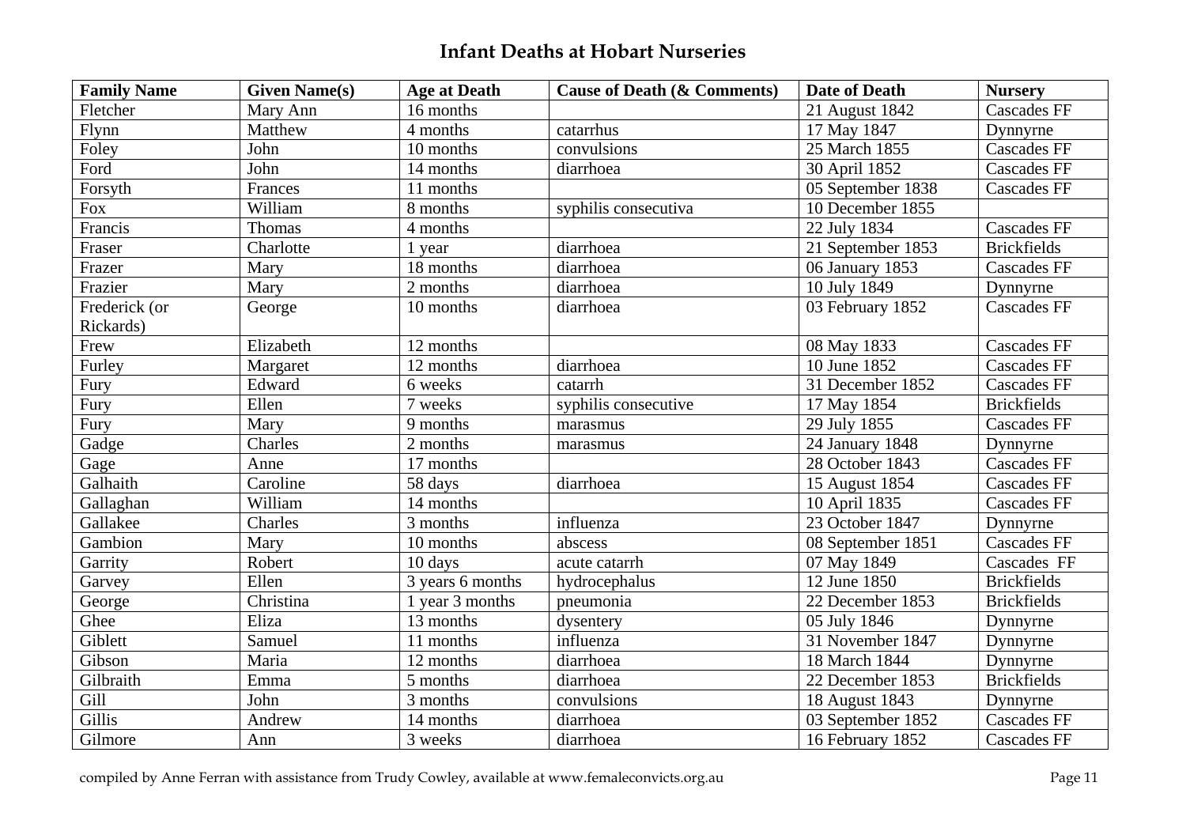## Infant Deaths at Hobart Nurseries

| Family Name | Given Name(s) | Age at Death | Cause of Death (& Comments) | Date of Death | Nursery |
|---|---|---|---|---|---|
| Fletcher | Mary Ann | 16 months | | 21 August 1842 | Cascades FF |
| Flynn | Matthew | 4 months | catarrhus | 17 May 1847 | Dynnyrne |
| Foley | John | 10 months | convulsions | 25 March 1855 | Cascades FF |
| Ford | John | 14 months | diarrhoea | 30 April 1852 | Cascades FF |
| Forsyth | Frances | 11 months | | 05 September 1838 | Cascades FF |
| Fox | William | 8 months | syphilis consecutiva | 10 December 1855 | |
| Francis | Thomas | 4 months | | 22 July 1834 | Cascades FF |
| Fraser | Charlotte | 1 year | diarrhoea | 21 September 1853 | Brickfields |
| Frazer | Mary | 18 months | diarrhoea | 06 January 1853 | Cascades FF |
| Frazier | Mary | 2 months | diarrhoea | 10 July 1849 | Dynnyrne |
| Frederick (or Rickards) | George | 10 months | diarrhoea | 03 February 1852 | Cascades FF |
| Frew | Elizabeth | 12 months | | 08 May 1833 | Cascades FF |
| Furley | Margaret | 12 months | diarrhoea | 10 June 1852 | Cascades FF |
| Fury | Edward | 6 weeks | catarrh | 31 December 1852 | Cascades FF |
| Fury | Ellen | 7 weeks | syphilis consecutive | 17 May 1854 | Brickfields |
| Fury | Mary | 9 months | marasmus | 29 July 1855 | Cascades FF |
| Gadge | Charles | 2 months | marasmus | 24 January 1848 | Dynnyrne |
| Gage | Anne | 17 months | | 28 October 1843 | Cascades FF |
| Galhaith | Caroline | 58 days | diarrhoea | 15 August 1854 | Cascades FF |
| Gallaghan | William | 14 months | | 10 April 1835 | Cascades FF |
| Gallakee | Charles | 3 months | influenza | 23 October 1847 | Dynnyrne |
| Gambion | Mary | 10 months | abscess | 08 September 1851 | Cascades FF |
| Garrity | Robert | 10 days | acute catarrh | 07 May 1849 | Cascades FF |
| Garvey | Ellen | 3 years 6 months | hydrocephalus | 12 June 1850 | Brickfields |
| George | Christina | 1 year 3 months | pneumonia | 22 December 1853 | Brickfields |
| Ghee | Eliza | 13 months | dysentery | 05 July 1846 | Dynnyrne |
| Giblett | Samuel | 11 months | influenza | 31 November 1847 | Dynnyrne |
| Gibson | Maria | 12 months | diarrhoea | 18 March 1844 | Dynnyrne |
| Gilbraith | Emma | 5 months | diarrhoea | 22 December 1853 | Brickfields |
| Gill | John | 3 months | convulsions | 18 August 1843 | Dynnyrne |
| Gillis | Andrew | 14 months | diarrhoea | 03 September 1852 | Cascades FF |
| Gilmore | Ann | 3 weeks | diarrhoea | 16 February 1852 | Cascades FF |

compiled by Anne Ferran with assistance from Trudy Cowley, available at www.femaleconvicts.org.au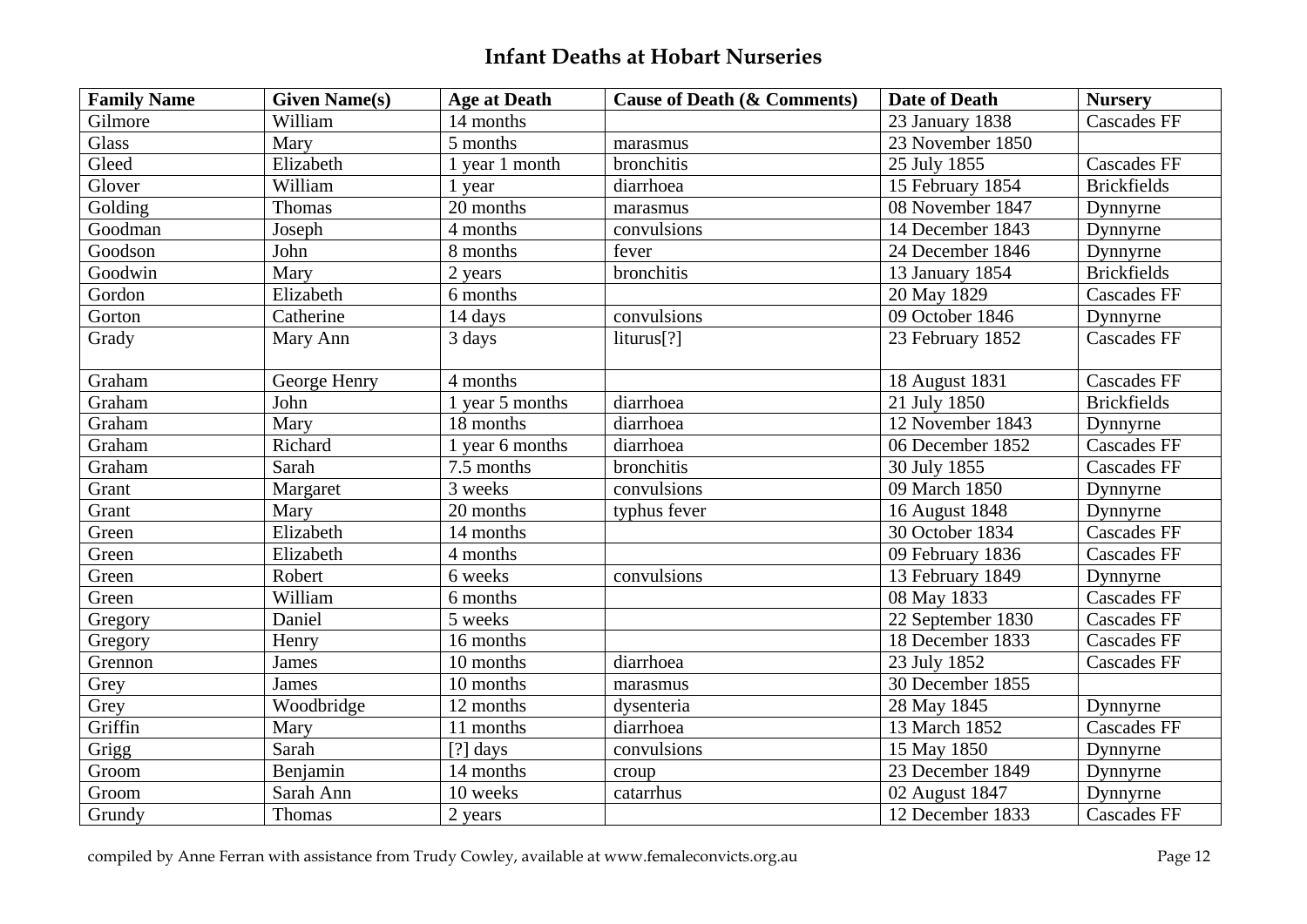# Infant Deaths at Hobart Nurseries

| Family Name | Given Name(s) | Age at Death | Cause of Death (& Comments) | Date of Death | Nursery |
|---|---|---|---|---|---|
| Gilmore | William | 14 months | | 23 January 1838 | Cascades FF |
| Glass | Mary | 5 months | marasmus | 23 November 1850 | |
| Gleed | Elizabeth | 1 year 1 month | bronchitis | 25 July 1855 | Cascades FF |
| Glover | William | 1 year | diarrhoea | 15 February 1854 | Brickfields |
| Golding | Thomas | 20 months | marasmus | 08 November 1847 | Dynnyrne |
| Goodman | Joseph | 4 months | convulsions | 14 December 1843 | Dynnyrne |
| Goodson | John | 8 months | fever | 24 December 1846 | Dynnyrne |
| Goodwin | Mary | 2 years | bronchitis | 13 January 1854 | Brickfields |
| Gordon | Elizabeth | 6 months | | 20 May 1829 | Cascades FF |
| Gorton | Catherine | 14 days | convulsions | 09 October 1846 | Dynnyrne |
| Grady | Mary Ann | 3 days | liturus[?] | 23 February 1852 | Cascades FF |
| Graham | George Henry | 4 months | | 18 August 1831 | Cascades FF |
| Graham | John | 1 year 5 months | diarrhoea | 21 July 1850 | Brickfields |
| Graham | Mary | 18 months | diarrhoea | 12 November 1843 | Dynnyrne |
| Graham | Richard | 1 year 6 months | diarrhoea | 06 December 1852 | Cascades FF |
| Graham | Sarah | 7.5 months | bronchitis | 30 July 1855 | Cascades FF |
| Grant | Margaret | 3 weeks | convulsions | 09 March 1850 | Dynnyrne |
| Grant | Mary | 20 months | typhus fever | 16 August 1848 | Dynnyrne |
| Green | Elizabeth | 14 months | | 30 October 1834 | Cascades FF |
| Green | Elizabeth | 4 months | | 09 February 1836 | Cascades FF |
| Green | Robert | 6 weeks | convulsions | 13 February 1849 | Dynnyrne |
| Green | William | 6 months | | 08 May 1833 | Cascades FF |
| Gregory | Daniel | 5 weeks | | 22 September 1830 | Cascades FF |
| Gregory | Henry | 16 months | | 18 December 1833 | Cascades FF |
| Grennon | James | 10 months | diarrhoea | 23 July 1852 | Cascades FF |
| Grey | James | 10 months | marasmus | 30 December 1855 | |
| Grey | Woodbridge | 12 months | dysenteria | 28 May 1845 | Dynnyrne |
| Griffin | Mary | 11 months | diarrhoea | 13 March 1852 | Cascades FF |
| Grigg | Sarah | [?] days | convulsions | 15 May 1850 | Dynnyrne |
| Groom | Benjamin | 14 months | croup | 23 December 1849 | Dynnyrne |
| Groom | Sarah Ann | 10 weeks | catarrhus | 02 August 1847 | Dynnyrne |
| Grundy | Thomas | 2 years | | 12 December 1833 | Cascades FF |

compiled by Anne Ferran with assistance from Trudy Cowley, available at www.femaleconvicts.org.au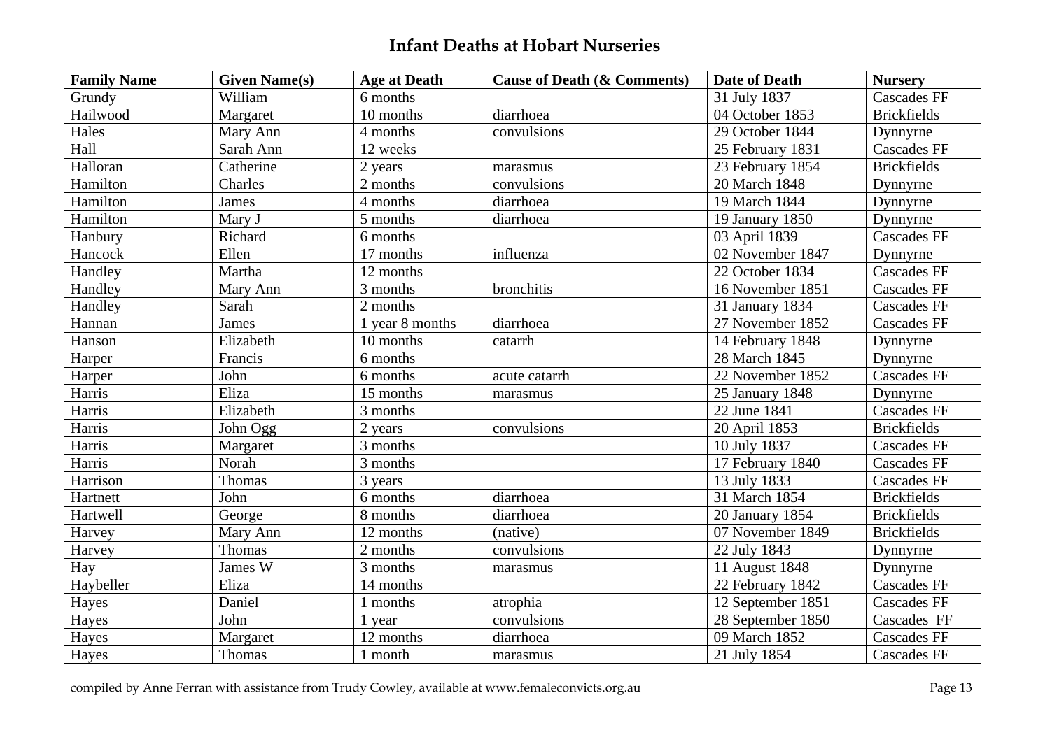## Infant Deaths at Hobart Nurseries

| Family Name | Given Name(s) | Age at Death | Cause of Death (& Comments) | Date of Death | Nursery |
|---|---|---|---|---|---|
| Grundy | William | 6 months | | 31 July 1837 | Cascades FF |
| Hailwood | Margaret | 10 months | diarrhoea | 04 October 1853 | Brickfields |
| Hales | Mary Ann | 4 months | convulsions | 29 October 1844 | Dynnyrne |
| Hall | Sarah Ann | 12 weeks | | 25 February 1831 | Cascades FF |
| Halloran | Catherine | 2 years | marasmus | 23 February 1854 | Brickfields |
| Hamilton | Charles | 2 months | convulsions | 20 March 1848 | Dynnyrne |
| Hamilton | James | 4 months | diarrhoea | 19 March 1844 | Dynnyrne |
| Hamilton | Mary J | 5 months | diarrhoea | 19 January 1850 | Dynnyrne |
| Hanbury | Richard | 6 months | | 03 April 1839 | Cascades FF |
| Hancock | Ellen | 17 months | influenza | 02 November 1847 | Dynnyrne |
| Handley | Martha | 12 months | | 22 October 1834 | Cascades FF |
| Handley | Mary Ann | 3 months | bronchitis | 16 November 1851 | Cascades FF |
| Handley | Sarah | 2 months | | 31 January 1834 | Cascades FF |
| Hannan | James | 1 year 8 months | diarrhoea | 27 November 1852 | Cascades FF |
| Hanson | Elizabeth | 10 months | catarrh | 14 February 1848 | Dynnyrne |
| Harper | Francis | 6 months | | 28 March 1845 | Dynnyrne |
| Harper | John | 6 months | acute catarrh | 22 November 1852 | Cascades FF |
| Harris | Eliza | 15 months | marasmus | 25 January 1848 | Dynnyrne |
| Harris | Elizabeth | 3 months | | 22 June 1841 | Cascades FF |
| Harris | John Ogg | 2 years | convulsions | 20 April 1853 | Brickfields |
| Harris | Margaret | 3 months | | 10 July 1837 | Cascades FF |
| Harris | Norah | 3 months | | 17 February 1840 | Cascades FF |
| Harrison | Thomas | 3 years | | 13 July 1833 | Cascades FF |
| Hartnett | John | 6 months | diarrhoea | 31 March 1854 | Brickfields |
| Hartwell | George | 8 months | diarrhoea | 20 January 1854 | Brickfields |
| Harvey | Mary Ann | 12 months | (native) | 07 November 1849 | Brickfields |
| Harvey | Thomas | 2 months | convulsions | 22 July 1843 | Dynnyrne |
| Hay | James W | 3 months | marasmus | 11 August 1848 | Dynnyrne |
| Haybeller | Eliza | 14 months | | 22 February 1842 | Cascades FF |
| Hayes | Daniel | 1 months | atrophia | 12 September 1851 | Cascades FF |
| Hayes | John | 1 year | convulsions | 28 September 1850 | Cascades FF |
| Hayes | Margaret | 12 months | diarrhoea | 09 March 1852 | Cascades FF |
| Hayes | Thomas | 1 month | marasmus | 21 July 1854 | Cascades FF |

compiled by Anne Ferran with assistance from Trudy Cowley, available at www.femaleconvicts.org.au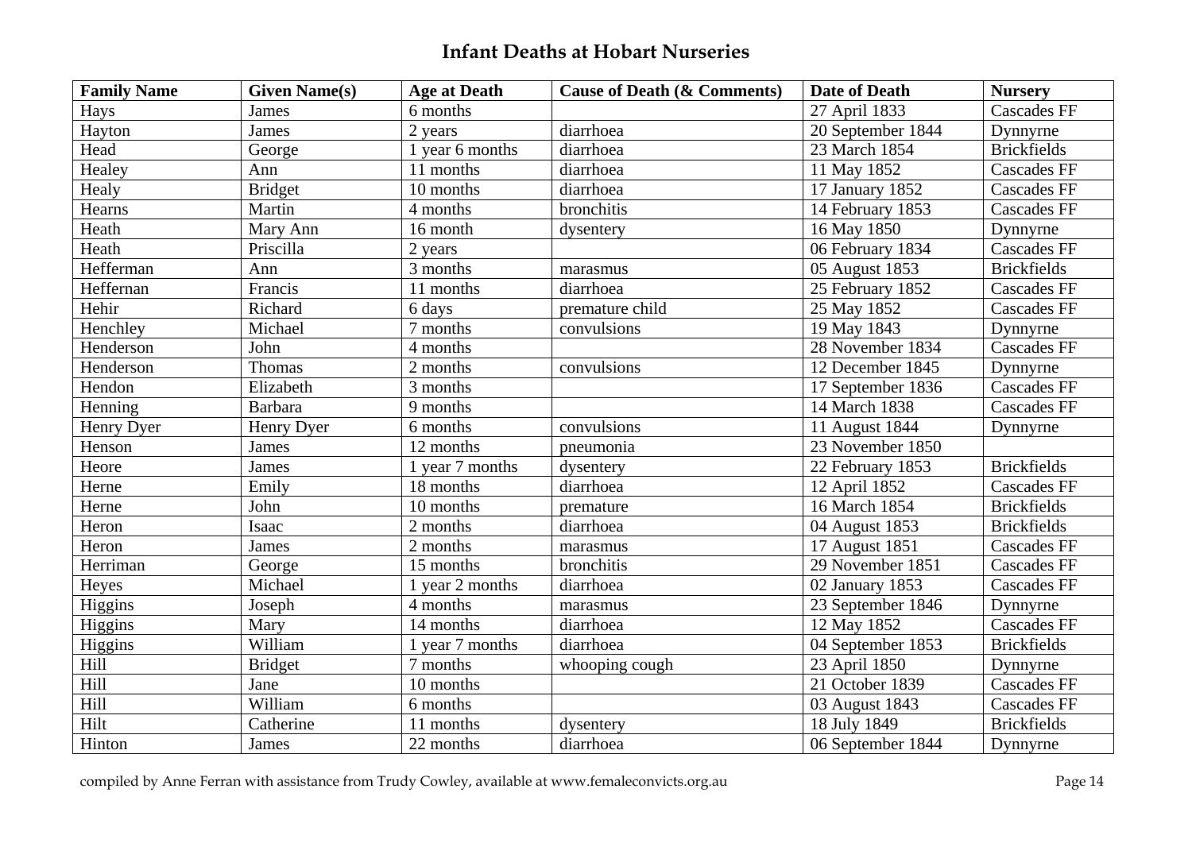# Infant Deaths at Hobart Nurseries

| Family Name | Given Name(s) | Age at Death | Cause of Death (& Comments) | Date of Death | Nursery |
|---|---|---|---|---|---|
| Hays | James | 6 months | | 27 April 1833 | Cascades FF |
| Hayton | James | 2 years | diarrhoea | 20 September 1844 | Dynnyrne |
| Head | George | 1 year 6 months | diarrhoea | 23 March 1854 | Brickfields |
| Healey | Ann | 11 months | diarrhoea | 11 May 1852 | Cascades FF |
| Healy | Bridget | 10 months | diarrhoea | 17 January 1852 | Cascades FF |
| Hearns | Martin | 4 months | bronchitis | 14 February 1853 | Cascades FF |
| Heath | Mary Ann | 16 month | dysentery | 16 May 1850 | Dynnyrne |
| Heath | Priscilla | 2 years | | 06 February 1834 | Cascades FF |
| Hefferman | Ann | 3 months | marasmus | 05 August 1853 | Brickfields |
| Heffernan | Francis | 11 months | diarrhoea | 25 February 1852 | Cascades FF |
| Hehir | Richard | 6 days | premature child | 25 May 1852 | Cascades FF |
| Henchley | Michael | 7 months | convulsions | 19 May 1843 | Dynnyrne |
| Henderson | John | 4 months | | 28 November 1834 | Cascades FF |
| Henderson | Thomas | 2 months | convulsions | 12 December 1845 | Dynnyrne |
| Hendon | Elizabeth | 3 months | | 17 September 1836 | Cascades FF |
| Henning | Barbara | 9 months | | 14 March 1838 | Cascades FF |
| Henry Dyer | Henry Dyer | 6 months | convulsions | 11 August 1844 | Dynnyrne |
| Henson | James | 12 months | pneumonia | 23 November 1850 | |
| Heore | James | 1 year 7 months | dysentery | 22 February 1853 | Brickfields |
| Herne | Emily | 18 months | diarrhoea | 12 April 1852 | Cascades FF |
| Herne | John | 10 months | premature | 16 March 1854 | Brickfields |
| Heron | Isaac | 2 months | diarrhoea | 04 August 1853 | Brickfields |
| Heron | James | 2 months | marasmus | 17 August 1851 | Cascades FF |
| Herriman | George | 15 months | bronchitis | 29 November 1851 | Cascades FF |
| Heyes | Michael | 1 year 2 months | diarrhoea | 02 January 1853 | Cascades FF |
| Higgins | Joseph | 4 months | marasmus | 23 September 1846 | Dynnyrne |
| Higgins | Mary | 14 months | diarrhoea | 12 May 1852 | Cascades FF |
| Higgins | William | 1 year 7 months | diarrhoea | 04 September 1853 | Brickfields |
| Hill | Bridget | 7 months | whooping cough | 23 April 1850 | Dynnyrne |
| Hill | Jane | 10 months | | 21 October 1839 | Cascades FF |
| Hill | William | 6 months | | 03 August 1843 | Cascades FF |
| Hilt | Catherine | 11 months | dysentery | 18 July 1849 | Brickfields |
| Hinton | James | 22 months | diarrhoea | 06 September 1844 | Dynnyrne |

compiled by Anne Ferran with assistance from Trudy Cowley, available at www.femaleconvicts.org.au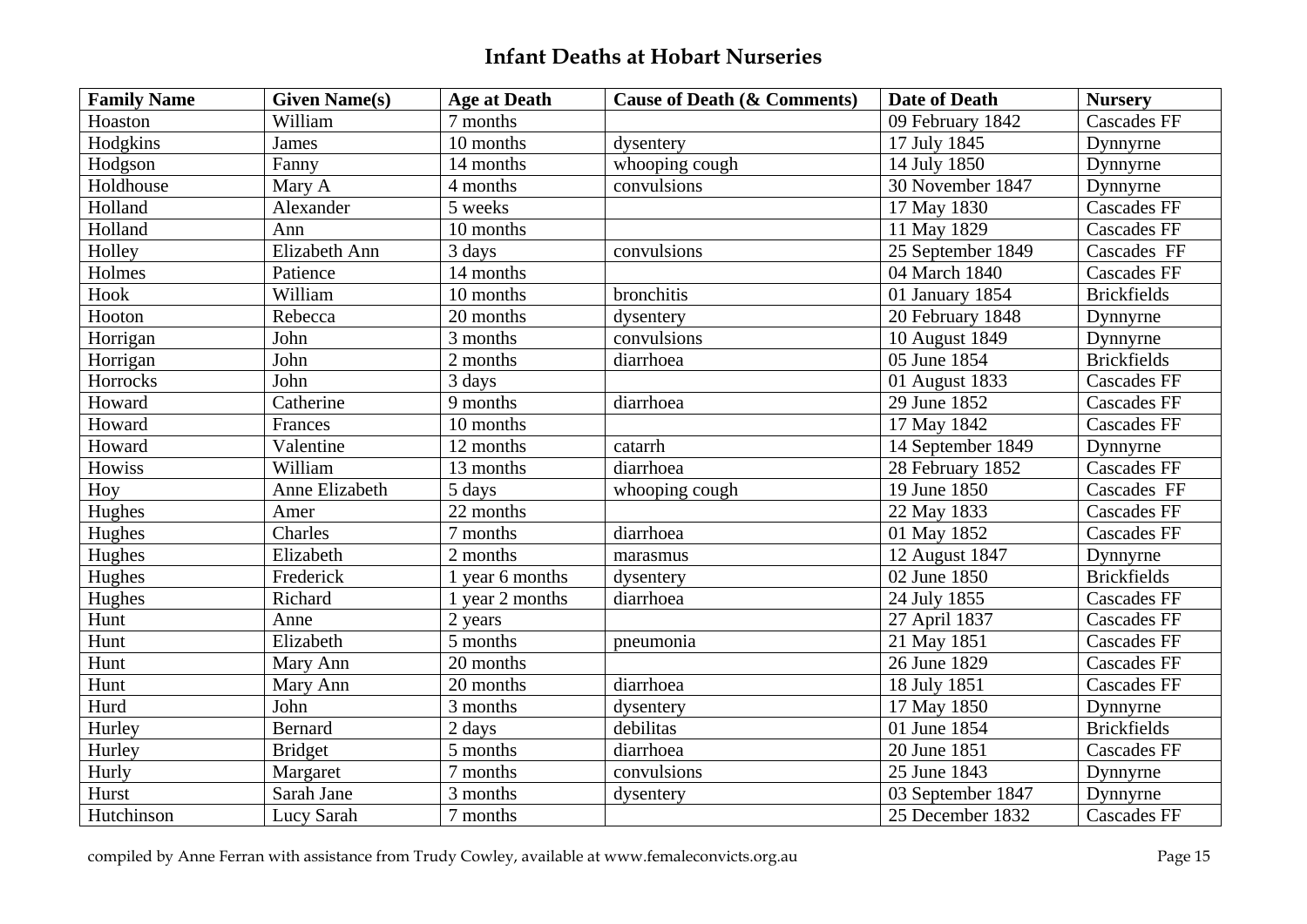# Infant Deaths at Hobart Nurseries

| Family Name | Given Name(s) | Age at Death | Cause of Death (& Comments) | Date of Death | Nursery |
|---|---|---|---|---|---|
| Hoaston | William | 7 months | | 09 February 1842 | Cascades FF |
| Hodgkins | James | 10 months | dysentery | 17 July 1845 | Dynnyrne |
| Hodgson | Fanny | 14 months | whooping cough | 14 July 1850 | Dynnyrne |
| Holdhouse | Mary A | 4 months | convulsions | 30 November 1847 | Dynnyrne |
| Holland | Alexander | 5 weeks | | 17 May 1830 | Cascades FF |
| Holland | Ann | 10 months | | 11 May 1829 | Cascades FF |
| Holley | Elizabeth Ann | 3 days | convulsions | 25 September 1849 | Cascades FF |
| Holmes | Patience | 14 months | | 04 March 1840 | Cascades FF |
| Hook | William | 10 months | bronchitis | 01 January 1854 | Brickfields |
| Hooton | Rebecca | 20 months | dysentery | 20 February 1848 | Dynnyrne |
| Horrigan | John | 3 months | convulsions | 10 August 1849 | Dynnyrne |
| Horrigan | John | 2 months | diarrhoea | 05 June 1854 | Brickfields |
| Horrocks | John | 3 days | | 01 August 1833 | Cascades FF |
| Howard | Catherine | 9 months | diarrhoea | 29 June 1852 | Cascades FF |
| Howard | Frances | 10 months | | 17 May 1842 | Cascades FF |
| Howard | Valentine | 12 months | catarrh | 14 September 1849 | Dynnyrne |
| Howiss | William | 13 months | diarrhoea | 28 February 1852 | Cascades FF |
| Hoy | Anne Elizabeth | 5 days | whooping cough | 19 June 1850 | Cascades FF |
| Hughes | Amer | 22 months | | 22 May 1833 | Cascades FF |
| Hughes | Charles | 7 months | diarrhoea | 01 May 1852 | Cascades FF |
| Hughes | Elizabeth | 2 months | marasmus | 12 August 1847 | Dynnyrne |
| Hughes | Frederick | 1 year 6 months | dysentery | 02 June 1850 | Brickfields |
| Hughes | Richard | 1 year 2 months | diarrhoea | 24 July 1855 | Cascades FF |
| Hunt | Anne | 2 years | | 27 April 1837 | Cascades FF |
| Hunt | Elizabeth | 5 months | pneumonia | 21 May 1851 | Cascades FF |
| Hunt | Mary Ann | 20 months | | 26 June 1829 | Cascades FF |
| Hunt | Mary Ann | 20 months | diarrhoea | 18 July 1851 | Cascades FF |
| Hurd | John | 3 months | dysentery | 17 May 1850 | Dynnyrne |
| Hurley | Bernard | 2 days | debilitas | 01 June 1854 | Brickfields |
| Hurley | Bridget | 5 months | diarrhoea | 20 June 1851 | Cascades FF |
| Hurly | Margaret | 7 months | convulsions | 25 June 1843 | Dynnyrne |
| Hurst | Sarah Jane | 3 months | dysentery | 03 September 1847 | Dynnyrne |
| Hutchinson | Lucy Sarah | 7 months | | 25 December 1832 | Cascades FF |

compiled by Anne Ferran with assistance from Trudy Cowley, available at www.femaleconvicts.org.au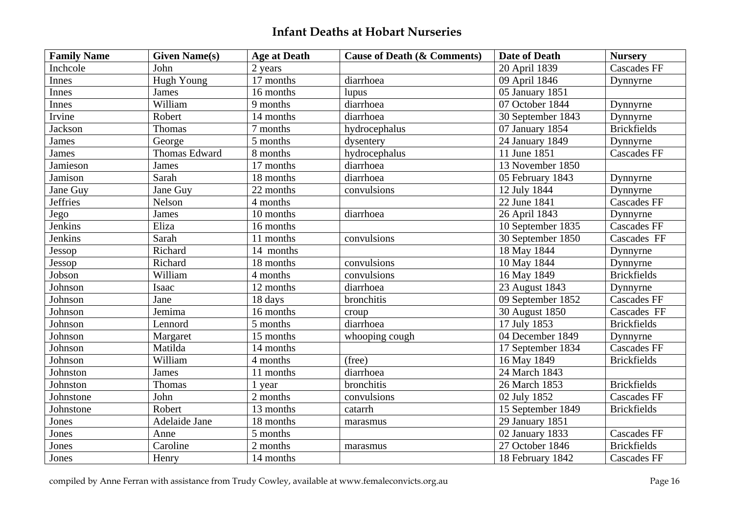## Infant Deaths at Hobart Nurseries

| Family Name | Given Name(s) | Age at Death | Cause of Death (& Comments) | Date of Death | Nursery |
|---|---|---|---|---|---|
| Inchcole | John | 2 years | | 20 April 1839 | Cascades FF |
| Innes | Hugh Young | 17 months | diarrhoea | 09 April 1846 | Dynnyrne |
| Innes | James | 16 months | lupus | 05 January 1851 | |
| Innes | William | 9 months | diarrhoea | 07 October 1844 | Dynnyrne |
| Irvine | Robert | 14 months | diarrhoea | 30 September 1843 | Dynnyrne |
| Jackson | Thomas | 7 months | hydrocephalus | 07 January 1854 | Brickfields |
| James | George | 5 months | dysentery | 24 January 1849 | Dynnyrne |
| James | Thomas Edward | 8 months | hydrocephalus | 11 June 1851 | Cascades FF |
| Jamieson | James | 17 months | diarrhoea | 13 November 1850 | |
| Jamison | Sarah | 18 months | diarrhoea | 05 February 1843 | Dynnyrne |
| Jane Guy | Jane Guy | 22 months | convulsions | 12 July 1844 | Dynnyrne |
| Jeffries | Nelson | 4 months | | 22 June 1841 | Cascades FF |
| Jego | James | 10 months | diarrhoea | 26 April 1843 | Dynnyrne |
| Jenkins | Eliza | 16 months | | 10 September 1835 | Cascades FF |
| Jenkins | Sarah | 11 months | convulsions | 30 September 1850 | Cascades FF |
| Jessop | Richard | 14 months | | 18 May 1844 | Dynnyrne |
| Jessop | Richard | 18 months | convulsions | 10 May 1844 | Dynnyrne |
| Jobson | William | 4 months | convulsions | 16 May 1849 | Brickfields |
| Johnson | Isaac | 12 months | diarrhoea | 23 August 1843 | Dynnyrne |
| Johnson | Jane | 18 days | bronchitis | 09 September 1852 | Cascades FF |
| Johnson | Jemima | 16 months | croup | 30 August 1850 | Cascades FF |
| Johnson | Lennord | 5 months | diarrhoea | 17 July 1853 | Brickfields |
| Johnson | Margaret | 15 months | whooping cough | 04 December 1849 | Dynnyrne |
| Johnson | Matilda | 14 months | | 17 September 1834 | Cascades FF |
| Johnson | William | 4 months | (free) | 16 May 1849 | Brickfields |
| Johnston | James | 11 months | diarrhoea | 24 March 1843 | |
| Johnston | Thomas | 1 year | bronchitis | 26 March 1853 | Brickfields |
| Johnstone | John | 2 months | convulsions | 02 July 1852 | Cascades FF |
| Johnstone | Robert | 13 months | catarrh | 15 September 1849 | Brickfields |
| Jones | Adelaide Jane | 18 months | marasmus | 29 January 1851 | |
| Jones | Anne | 5 months | | 02 January 1833 | Cascades FF |
| Jones | Caroline | 2 months | marasmus | 27 October 1846 | Brickfields |
| Jones | Henry | 14 months | | 18 February 1842 | Cascades FF |

compiled by Anne Ferran with assistance from Trudy Cowley, available at www.femaleconvicts.org.au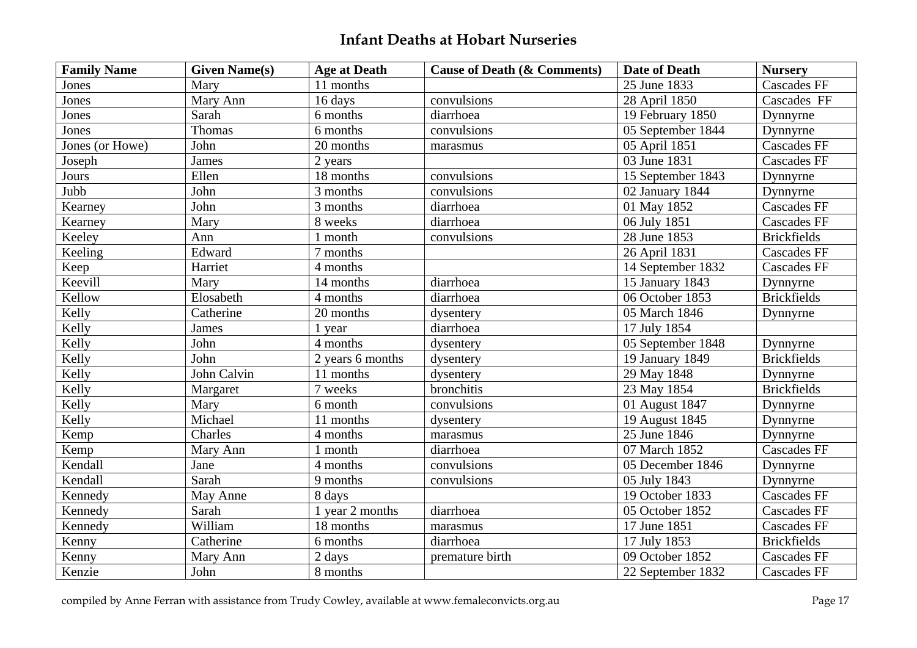## Infant Deaths at Hobart Nurseries

| Family Name | Given Name(s) | Age at Death | Cause of Death (& Comments) | Date of Death | Nursery |
|---|---|---|---|---|---|
| Jones | Mary | 11 months | | 25 June 1833 | Cascades FF |
| Jones | Mary Ann | 16 days | convulsions | 28 April 1850 | Cascades FF |
| Jones | Sarah | 6 months | diarrhoea | 19 February 1850 | Dynnyrne |
| Jones | Thomas | 6 months | convulsions | 05 September 1844 | Dynnyrne |
| Jones (or Howe) | John | 20 months | marasmus | 05 April 1851 | Cascades FF |
| Joseph | James | 2 years | | 03 June 1831 | Cascades FF |
| Jours | Ellen | 18 months | convulsions | 15 September 1843 | Dynnyrne |
| Jubb | John | 3 months | convulsions | 02 January 1844 | Dynnyrne |
| Kearney | John | 3 months | diarrhoea | 01 May 1852 | Cascades FF |
| Kearney | Mary | 8 weeks | diarrhoea | 06 July 1851 | Cascades FF |
| Keeley | Ann | 1 month | convulsions | 28 June 1853 | Brickfields |
| Keeling | Edward | 7 months | | 26 April 1831 | Cascades FF |
| Keep | Harriet | 4 months | | 14 September 1832 | Cascades FF |
| Keevill | Mary | 14 months | diarrhoea | 15 January 1843 | Dynnyrne |
| Kellow | Elosabeth | 4 months | diarrhoea | 06 October 1853 | Brickfields |
| Kelly | Catherine | 20 months | dysentery | 05 March 1846 | Dynnyrne |
| Kelly | James | 1 year | diarrhoea | 17 July 1854 | |
| Kelly | John | 4 months | dysentery | 05 September 1848 | Dynnyrne |
| Kelly | John | 2 years 6 months | dysentery | 19 January 1849 | Brickfields |
| Kelly | John Calvin | 11 months | dysentery | 29 May 1848 | Dynnyrne |
| Kelly | Margaret | 7 weeks | bronchitis | 23 May 1854 | Brickfields |
| Kelly | Mary | 6 month | convulsions | 01 August 1847 | Dynnyrne |
| Kelly | Michael | 11 months | dysentery | 19 August 1845 | Dynnyrne |
| Kemp | Charles | 4 months | marasmus | 25 June 1846 | Dynnyrne |
| Kemp | Mary Ann | 1 month | diarrhoea | 07 March 1852 | Cascades FF |
| Kendall | Jane | 4 months | convulsions | 05 December 1846 | Dynnyrne |
| Kendall | Sarah | 9 months | convulsions | 05 July 1843 | Dynnyrne |
| Kennedy | May Anne | 8 days | | 19 October 1833 | Cascades FF |
| Kennedy | Sarah | 1 year 2 months | diarrhoea | 05 October 1852 | Cascades FF |
| Kennedy | William | 18 months | marasmus | 17 June 1851 | Cascades FF |
| Kenny | Catherine | 6 months | diarrhoea | 17 July 1853 | Brickfields |
| Kenny | Mary Ann | 2 days | premature birth | 09 October 1852 | Cascades FF |
| Kenzie | John | 8 months | | 22 September 1832 | Cascades FF |

compiled by Anne Ferran with assistance from Trudy Cowley, available at www.femaleconvicts.org.au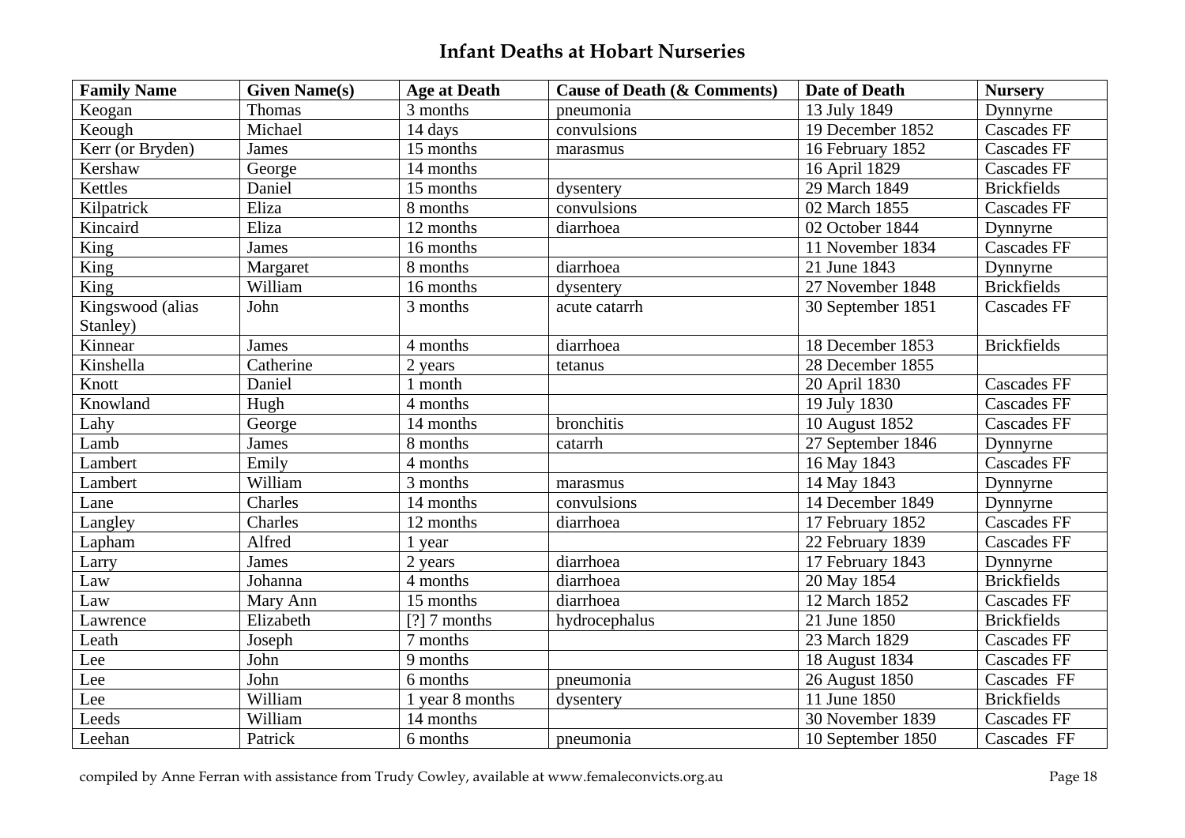## Infant Deaths at Hobart Nurseries

| Family Name | Given Name(s) | Age at Death | Cause of Death (& Comments) | Date of Death | Nursery |
|---|---|---|---|---|---|
| Keogan | Thomas | 3 months | pneumonia | 13 July 1849 | Dynnyrne |
| Keough | Michael | 14 days | convulsions | 19 December 1852 | Cascades FF |
| Kerr (or Bryden) | James | 15 months | marasmus | 16 February 1852 | Cascades FF |
| Kershaw | George | 14 months | | 16 April 1829 | Cascades FF |
| Kettles | Daniel | 15 months | dysentery | 29 March 1849 | Brickfields |
| Kilpatrick | Eliza | 8 months | convulsions | 02 March 1855 | Cascades FF |
| Kincaird | Eliza | 12 months | diarrhoea | 02 October 1844 | Dynnyrne |
| King | James | 16 months | | 11 November 1834 | Cascades FF |
| King | Margaret | 8 months | diarrhoea | 21 June 1843 | Dynnyrne |
| King | William | 16 months | dysentery | 27 November 1848 | Brickfields |
| Kingswood (alias Stanley) | John | 3 months | acute catarrh | 30 September 1851 | Cascades FF |
| Kinnear | James | 4 months | diarrhoea | 18 December 1853 | Brickfields |
| Kinshella | Catherine | 2 years | tetanus | 28 December 1855 | |
| Knott | Daniel | 1 month | | 20 April 1830 | Cascades FF |
| Knowland | Hugh | 4 months | | 19 July 1830 | Cascades FF |
| Lahy | George | 14 months | bronchitis | 10 August 1852 | Cascades FF |
| Lamb | James | 8 months | catarrh | 27 September 1846 | Dynnyrne |
| Lambert | Emily | 4 months | | 16 May 1843 | Cascades FF |
| Lambert | William | 3 months | marasmus | 14 May 1843 | Dynnyrne |
| Lane | Charles | 14 months | convulsions | 14 December 1849 | Dynnyrne |
| Langley | Charles | 12 months | diarrhoea | 17 February 1852 | Cascades FF |
| Lapham | Alfred | 1 year | | 22 February 1839 | Cascades FF |
| Larry | James | 2 years | diarrhoea | 17 February 1843 | Dynnyrne |
| Law | Johanna | 4 months | diarrhoea | 20 May 1854 | Brickfields |
| Law | Mary Ann | 15 months | diarrhoea | 12 March 1852 | Cascades FF |
| Lawrence | Elizabeth | [?] 7 months | hydrocephalus | 21 June 1850 | Brickfields |
| Leath | Joseph | 7 months | | 23 March 1829 | Cascades FF |
| Lee | John | 9 months | | 18 August 1834 | Cascades FF |
| Lee | John | 6 months | pneumonia | 26 August 1850 | Cascades FF |
| Lee | William | 1 year 8 months | dysentery | 11 June 1850 | Brickfields |
| Leeds | William | 14 months | | 30 November 1839 | Cascades FF |
| Leehan | Patrick | 6 months | pneumonia | 10 September 1850 | Cascades FF |

compiled by Anne Ferran with assistance from Trudy Cowley, available at www.femaleconvicts.org.au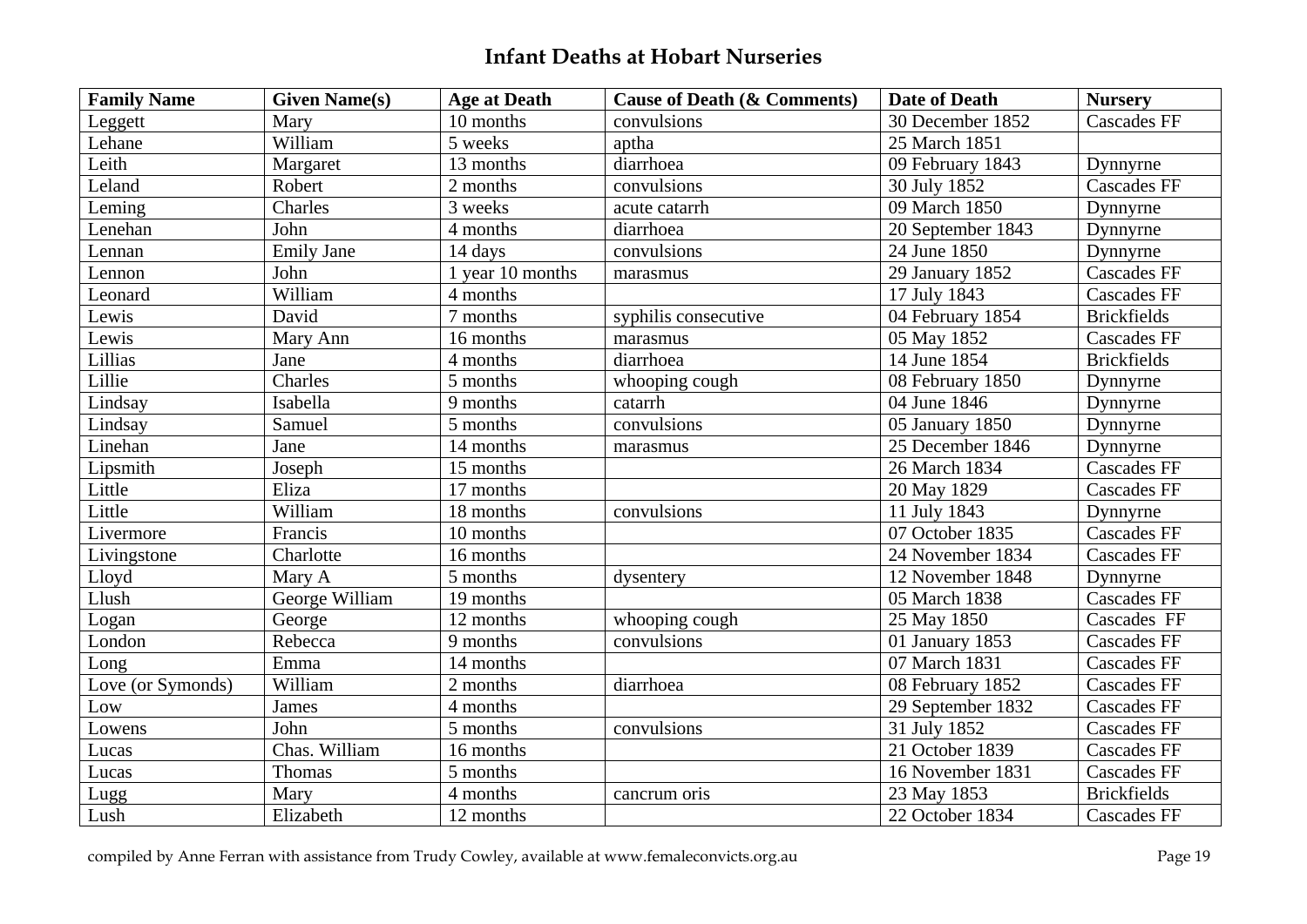## Infant Deaths at Hobart Nurseries

| Family Name | Given Name(s) | Age at Death | Cause of Death (& Comments) | Date of Death | Nursery |
|---|---|---|---|---|---|
| Leggett | Mary | 10 months | convulsions | 30 December 1852 | Cascades FF |
| Lehane | William | 5 weeks | aptha | 25 March 1851 | |
| Leith | Margaret | 13 months | diarrhoea | 09 February 1843 | Dynnyrne |
| Leland | Robert | 2 months | convulsions | 30 July 1852 | Cascades FF |
| Leming | Charles | 3 weeks | acute catarrh | 09 March 1850 | Dynnyrne |
| Lenehan | John | 4 months | diarrhoea | 20 September 1843 | Dynnyrne |
| Lennan | Emily Jane | 14 days | convulsions | 24 June 1850 | Dynnyrne |
| Lennon | John | 1 year 10 months | marasmus | 29 January 1852 | Cascades FF |
| Leonard | William | 4 months | | 17 July 1843 | Cascades FF |
| Lewis | David | 7 months | syphilis consecutive | 04 February 1854 | Brickfields |
| Lewis | Mary Ann | 16 months | marasmus | 05 May 1852 | Cascades FF |
| Lillias | Jane | 4 months | diarrhoea | 14 June 1854 | Brickfields |
| Lillie | Charles | 5 months | whooping cough | 08 February 1850 | Dynnyrne |
| Lindsay | Isabella | 9 months | catarrh | 04 June 1846 | Dynnyrne |
| Lindsay | Samuel | 5 months | convulsions | 05 January 1850 | Dynnyrne |
| Linehan | Jane | 14 months | marasmus | 25 December 1846 | Dynnyrne |
| Lipsmith | Joseph | 15 months | | 26 March 1834 | Cascades FF |
| Little | Eliza | 17 months | | 20 May 1829 | Cascades FF |
| Little | William | 18 months | convulsions | 11 July 1843 | Dynnyrne |
| Livermore | Francis | 10 months | | 07 October 1835 | Cascades FF |
| Livingstone | Charlotte | 16 months | | 24 November 1834 | Cascades FF |
| Lloyd | Mary A | 5 months | dysentery | 12 November 1848 | Dynnyrne |
| Llush | George William | 19 months | | 05 March 1838 | Cascades FF |
| Logan | George | 12 months | whooping cough | 25 May 1850 | Cascades FF |
| London | Rebecca | 9 months | convulsions | 01 January 1853 | Cascades FF |
| Long | Emma | 14 months | | 07 March 1831 | Cascades FF |
| Love (or Symonds) | William | 2 months | diarrhoea | 08 February 1852 | Cascades FF |
| Low | James | 4 months | | 29 September 1832 | Cascades FF |
| Lowens | John | 5 months | convulsions | 31 July 1852 | Cascades FF |
| Lucas | Chas. William | 16 months | | 21 October 1839 | Cascades FF |
| Lucas | Thomas | 5 months | | 16 November 1831 | Cascades FF |
| Lugg | Mary | 4 months | cancrum oris | 23 May 1853 | Brickfields |
| Lush | Elizabeth | 12 months | | 22 October 1834 | Cascades FF |

compiled by Anne Ferran with assistance from Trudy Cowley, available at www.femaleconvicts.org.au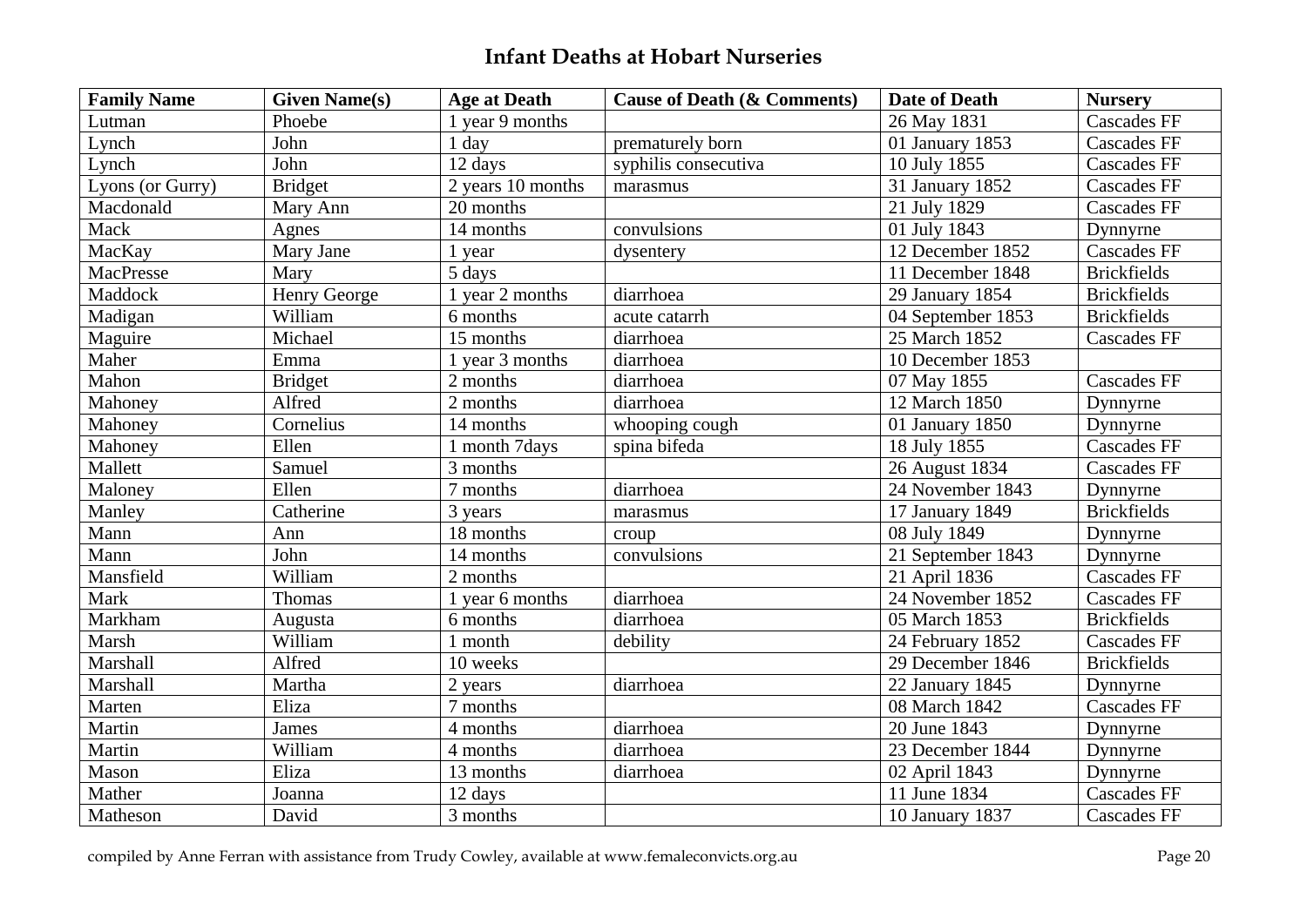## Infant Deaths at Hobart Nurseries

| Family Name | Given Name(s) | Age at Death | Cause of Death (& Comments) | Date of Death | Nursery |
|---|---|---|---|---|---|
| Lutman | Phoebe | 1 year 9 months | | 26 May 1831 | Cascades FF |
| Lynch | John | 1 day | prematurely born | 01 January 1853 | Cascades FF |
| Lynch | John | 12 days | syphilis consecutiva | 10 July 1855 | Cascades FF |
| Lyons (or Gurry) | Bridget | 2 years 10 months | marasmus | 31 January 1852 | Cascades FF |
| Macdonald | Mary Ann | 20 months | | 21 July 1829 | Cascades FF |
| Mack | Agnes | 14 months | convulsions | 01 July 1843 | Dynnyrne |
| MacKay | Mary Jane | 1 year | dysentery | 12 December 1852 | Cascades FF |
| MacPresse | Mary | 5 days | | 11 December 1848 | Brickfields |
| Maddock | Henry George | 1 year 2 months | diarrhoea | 29 January 1854 | Brickfields |
| Madigan | William | 6 months | acute catarrh | 04 September 1853 | Brickfields |
| Maguire | Michael | 15 months | diarrhoea | 25 March 1852 | Cascades FF |
| Maher | Emma | 1 year 3 months | diarrhoea | 10 December 1853 | |
| Mahon | Bridget | 2 months | diarrhoea | 07 May 1855 | Cascades FF |
| Mahoney | Alfred | 2 months | diarrhoea | 12 March 1850 | Dynnyrne |
| Mahoney | Cornelius | 14 months | whooping cough | 01 January 1850 | Dynnyrne |
| Mahoney | Ellen | 1 month 7days | spina bifeda | 18 July 1855 | Cascades FF |
| Mallett | Samuel | 3 months | | 26 August 1834 | Cascades FF |
| Maloney | Ellen | 7 months | diarrhoea | 24 November 1843 | Dynnyrne |
| Manley | Catherine | 3 years | marasmus | 17 January 1849 | Brickfields |
| Mann | Ann | 18 months | croup | 08 July 1849 | Dynnyrne |
| Mann | John | 14 months | convulsions | 21 September 1843 | Dynnyrne |
| Mansfield | William | 2 months | | 21 April 1836 | Cascades FF |
| Mark | Thomas | 1 year 6 months | diarrhoea | 24 November 1852 | Cascades FF |
| Markham | Augusta | 6 months | diarrhoea | 05 March 1853 | Brickfields |
| Marsh | William | 1 month | debility | 24 February 1852 | Cascades FF |
| Marshall | Alfred | 10 weeks | | 29 December 1846 | Brickfields |
| Marshall | Martha | 2 years | diarrhoea | 22 January 1845 | Dynnyrne |
| Marten | Eliza | 7 months | | 08 March 1842 | Cascades FF |
| Martin | James | 4 months | diarrhoea | 20 June 1843 | Dynnyrne |
| Martin | William | 4 months | diarrhoea | 23 December 1844 | Dynnyrne |
| Mason | Eliza | 13 months | diarrhoea | 02 April 1843 | Dynnyrne |
| Mather | Joanna | 12 days | | 11 June 1834 | Cascades FF |
| Matheson | David | 3 months | | 10 January 1837 | Cascades FF |

compiled by Anne Ferran with assistance from Trudy Cowley, available at www.femaleconvicts.org.au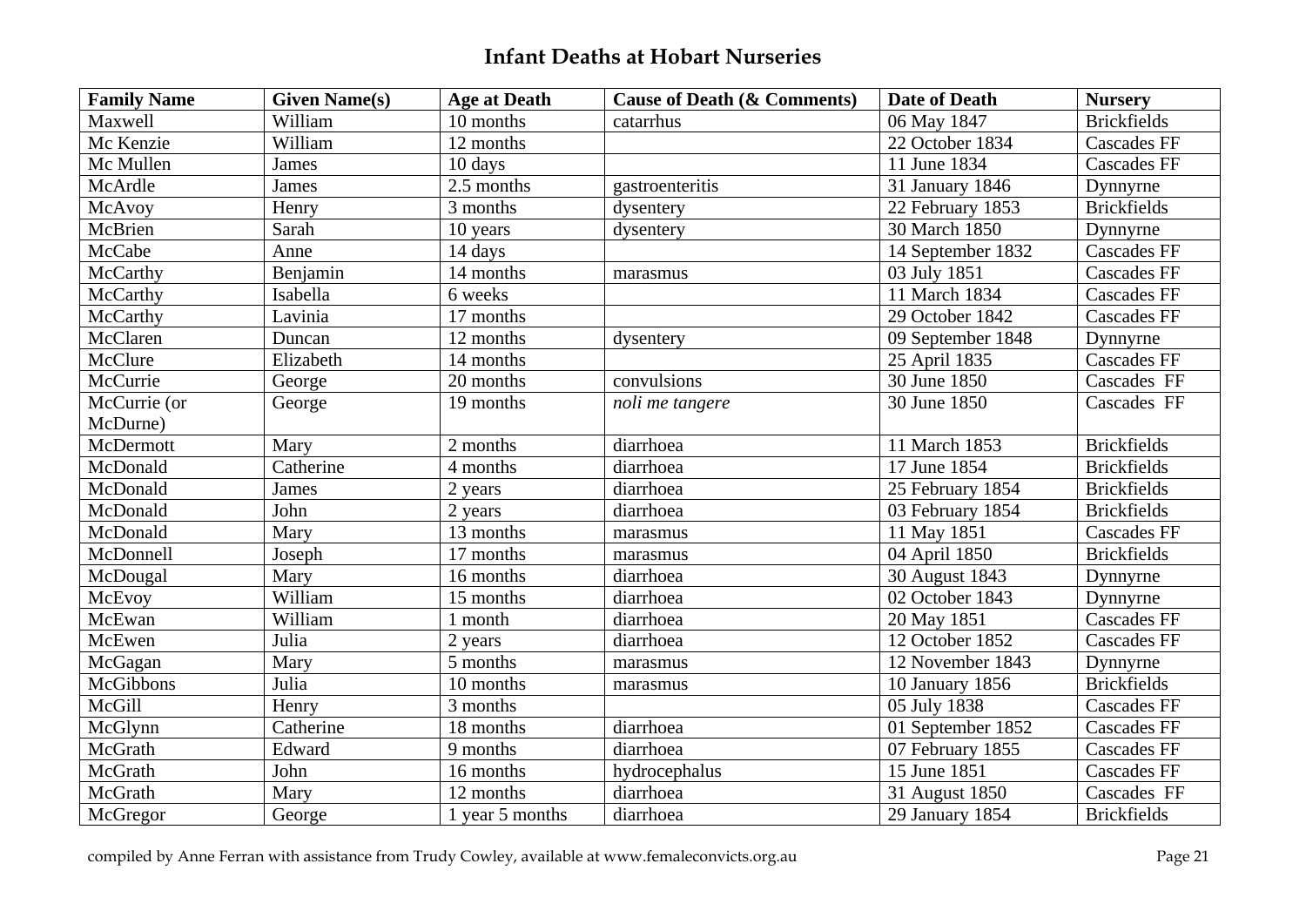# Infant Deaths at Hobart Nurseries

| Family Name | Given Name(s) | Age at Death | Cause of Death (& Comments) | Date of Death | Nursery |
|---|---|---|---|---|---|
| Maxwell | William | 10 months | catarrhus | 06 May 1847 | Brickfields |
| Mc Kenzie | William | 12 months | | 22 October 1834 | Cascades FF |
| Mc Mullen | James | 10 days | | 11 June 1834 | Cascades FF |
| McArdle | James | 2.5 months | gastroenteritis | 31 January 1846 | Dynnyrne |
| McAvoy | Henry | 3 months | dysentery | 22 February 1853 | Brickfields |
| McBrien | Sarah | 10 years | dysentery | 30 March 1850 | Dynnyrne |
| McCabe | Anne | 14 days | | 14 September 1832 | Cascades FF |
| McCarthy | Benjamin | 14 months | marasmus | 03 July 1851 | Cascades FF |
| McCarthy | Isabella | 6 weeks | | 11 March 1834 | Cascades FF |
| McCarthy | Lavinia | 17 months | | 29 October 1842 | Cascades FF |
| McClaren | Duncan | 12 months | dysentery | 09 September 1848 | Dynnyrne |
| McClure | Elizabeth | 14 months | | 25 April 1835 | Cascades FF |
| McCurrie | George | 20 months | convulsions | 30 June 1850 | Cascades FF |
| McCurrie (or McDurne) | George | 19 months | *noli me tangere* | 30 June 1850 | Cascades FF |
| McDermott | Mary | 2 months | diarrhoea | 11 March 1853 | Brickfields |
| McDonald | Catherine | 4 months | diarrhoea | 17 June 1854 | Brickfields |
| McDonald | James | 2 years | diarrhoea | 25 February 1854 | Brickfields |
| McDonald | John | 2 years | diarrhoea | 03 February 1854 | Brickfields |
| McDonald | Mary | 13 months | marasmus | 11 May 1851 | Cascades FF |
| McDonnell | Joseph | 17 months | marasmus | 04 April 1850 | Brickfields |
| McDougal | Mary | 16 months | diarrhoea | 30 August 1843 | Dynnyrne |
| McEvoy | William | 15 months | diarrhoea | 02 October 1843 | Dynnyrne |
| McEwan | William | 1 month | diarrhoea | 20 May 1851 | Cascades FF |
| McEwen | Julia | 2 years | diarrhoea | 12 October 1852 | Cascades FF |
| McGagan | Mary | 5 months | marasmus | 12 November 1843 | Dynnyrne |
| McGibbons | Julia | 10 months | marasmus | 10 January 1856 | Brickfields |
| McGill | Henry | 3 months | | 05 July 1838 | Cascades FF |
| McGlynn | Catherine | 18 months | diarrhoea | 01 September 1852 | Cascades FF |
| McGrath | Edward | 9 months | diarrhoea | 07 February 1855 | Cascades FF |
| McGrath | John | 16 months | hydrocephalus | 15 June 1851 | Cascades FF |
| McGrath | Mary | 12 months | diarrhoea | 31 August 1850 | Cascades FF |
| McGregor | George | 1 year 5 months | diarrhoea | 29 January 1854 | Brickfields |

compiled by Anne Ferran with assistance from Trudy Cowley, available at www.femaleconvicts.org.au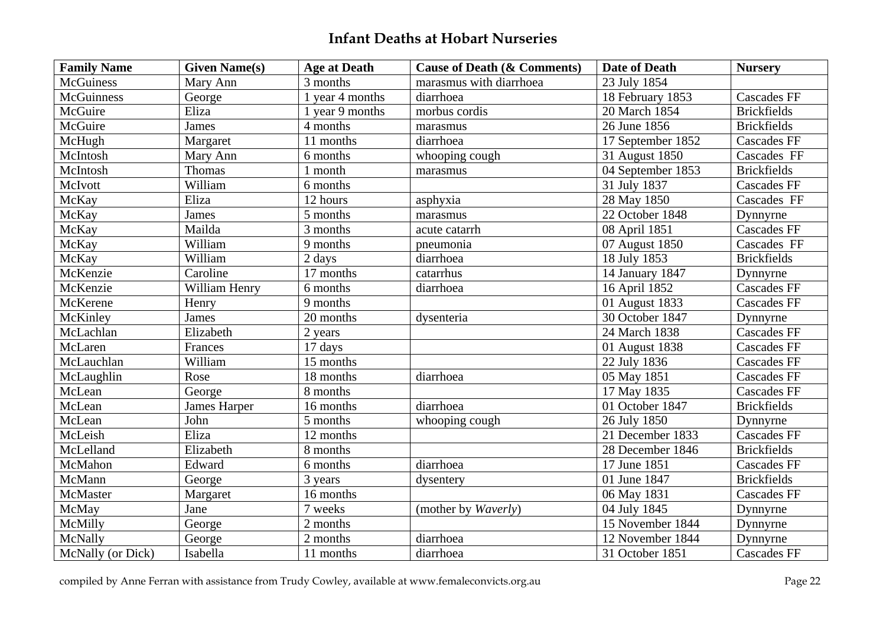## Infant Deaths at Hobart Nurseries

| Family Name | Given Name(s) | Age at Death | Cause of Death (& Comments) | Date of Death | Nursery |
|---|---|---|---|---|---|
| McGuiness | Mary Ann | 3 months | marasmus with diarrhoea | 23 July 1854 | |
| McGuinness | George | 1 year 4 months | diarrhoea | 18 February 1853 | Cascades FF |
| McGuire | Eliza | 1 year 9 months | morbus cordis | 20 March 1854 | Brickfields |
| McGuire | James | 4 months | marasmus | 26 June 1856 | Brickfields |
| McHugh | Margaret | 11 months | diarrhoea | 17 September 1852 | Cascades FF |
| McIntosh | Mary Ann | 6 months | whooping cough | 31 August 1850 | Cascades FF |
| McIntosh | Thomas | 1 month | marasmus | 04 September 1853 | Brickfields |
| McIvott | William | 6 months | | 31 July 1837 | Cascades FF |
| McKay | Eliza | 12 hours | asphyxia | 28 May 1850 | Cascades FF |
| McKay | James | 5 months | marasmus | 22 October 1848 | Dynnyrne |
| McKay | Mailda | 3 months | acute catarrh | 08 April 1851 | Cascades FF |
| McKay | William | 9 months | pneumonia | 07 August 1850 | Cascades FF |
| McKay | William | 2 days | diarrhoea | 18 July 1853 | Brickfields |
| McKenzie | Caroline | 17 months | catarrhus | 14 January 1847 | Dynnyrne |
| McKenzie | William Henry | 6 months | diarrhoea | 16 April 1852 | Cascades FF |
| McKerene | Henry | 9 months | | 01 August 1833 | Cascades FF |
| McKinley | James | 20 months | dysenteria | 30 October 1847 | Dynnyrne |
| McLachlan | Elizabeth | 2 years | | 24 March 1838 | Cascades FF |
| McLaren | Frances | 17 days | | 01 August 1838 | Cascades FF |
| McLauchlan | William | 15 months | | 22 July 1836 | Cascades FF |
| McLaughlin | Rose | 18 months | diarrhoea | 05 May 1851 | Cascades FF |
| McLean | George | 8 months | | 17 May 1835 | Cascades FF |
| McLean | James Harper | 16 months | diarrhoea | 01 October 1847 | Brickfields |
| McLean | John | 5 months | whooping cough | 26 July 1850 | Dynnyrne |
| McLeish | Eliza | 12 months | | 21 December 1833 | Cascades FF |
| McLelland | Elizabeth | 8 months | | 28 December 1846 | Brickfields |
| McMahon | Edward | 6 months | diarrhoea | 17 June 1851 | Cascades FF |
| McMann | George | 3 years | dysentery | 01 June 1847 | Brickfields |
| McMaster | Margaret | 16 months | | 06 May 1831 | Cascades FF |
| McMay | Jane | 7 weeks | (mother by *Waverly*) | 04 July 1845 | Dynnyrne |
| McMilly | George | 2 months | | 15 November 1844 | Dynnyrne |
| McNally | George | 2 months | diarrhoea | 12 November 1844 | Dynnyrne |
| McNally (or Dick) | Isabella | 11 months | diarrhoea | 31 October 1851 | Cascades FF |

compiled by Anne Ferran with assistance from Trudy Cowley, available at www.femaleconvicts.org.au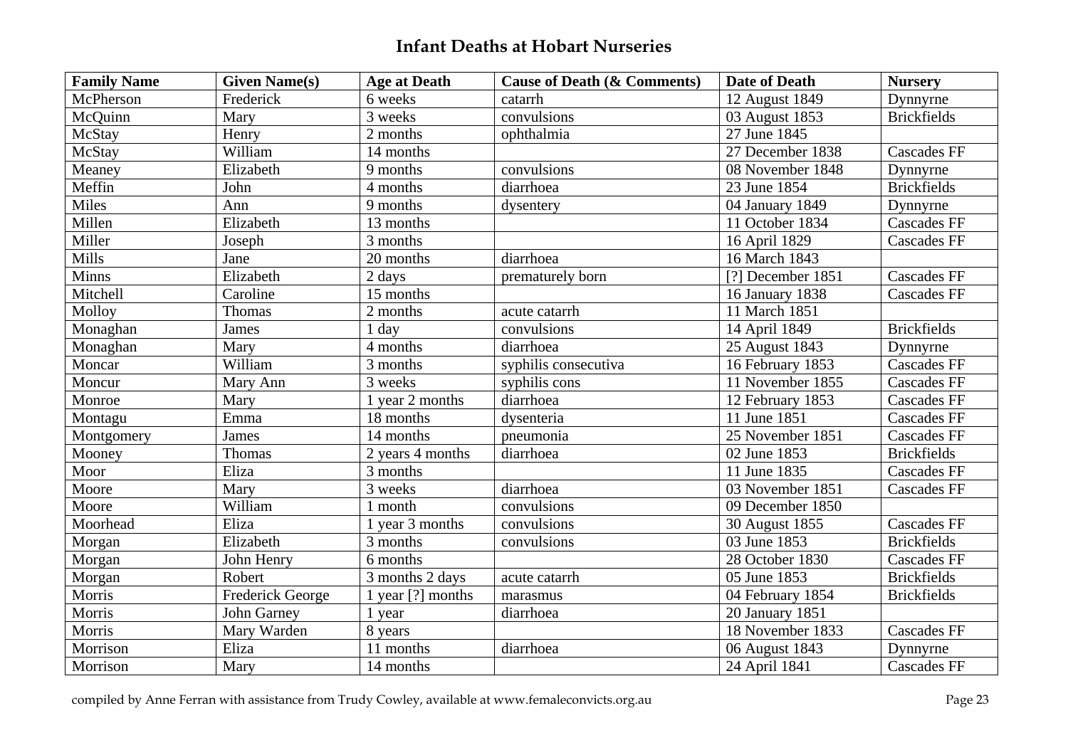## Infant Deaths at Hobart Nurseries

| Family Name | Given Name(s) | Age at Death | Cause of Death (& Comments) | Date of Death | Nursery |
|---|---|---|---|---|---|
| McPherson | Frederick | 6 weeks | catarrh | 12 August 1849 | Dynnyrne |
| McQuinn | Mary | 3 weeks | convulsions | 03 August 1853 | Brickfields |
| McStay | Henry | 2 months | ophthalmia | 27 June 1845 | |
| McStay | William | 14 months | | 27 December 1838 | Cascades FF |
| Meaney | Elizabeth | 9 months | convulsions | 08 November 1848 | Dynnyrne |
| Meffin | John | 4 months | diarrhoea | 23 June 1854 | Brickfields |
| Miles | Ann | 9 months | dysentery | 04 January 1849 | Dynnyrne |
| Millen | Elizabeth | 13 months | | 11 October 1834 | Cascades FF |
| Miller | Joseph | 3 months | | 16 April 1829 | Cascades FF |
| Mills | Jane | 20 months | diarrhoea | 16 March 1843 | |
| Minns | Elizabeth | 2 days | prematurely born | [?] December 1851 | Cascades FF |
| Mitchell | Caroline | 15 months | | 16 January 1838 | Cascades FF |
| Molloy | Thomas | 2 months | acute catarrh | 11 March 1851 | |
| Monaghan | James | 1 day | convulsions | 14 April 1849 | Brickfields |
| Monaghan | Mary | 4 months | diarrhoea | 25 August 1843 | Dynnyrne |
| Moncar | William | 3 months | syphilis consecutiva | 16 February 1853 | Cascades FF |
| Moncur | Mary Ann | 3 weeks | syphilis cons | 11 November 1855 | Cascades FF |
| Monroe | Mary | 1 year 2 months | diarrhoea | 12 February 1853 | Cascades FF |
| Montagu | Emma | 18 months | dysenteria | 11 June 1851 | Cascades FF |
| Montgomery | James | 14 months | pneumonia | 25 November 1851 | Cascades FF |
| Mooney | Thomas | 2 years 4 months | diarrhoea | 02 June 1853 | Brickfields |
| Moor | Eliza | 3 months | | 11 June 1835 | Cascades FF |
| Moore | Mary | 3 weeks | diarrhoea | 03 November 1851 | Cascades FF |
| Moore | William | 1 month | convulsions | 09 December 1850 | |
| Moorhead | Eliza | 1 year 3 months | convulsions | 30 August 1855 | Cascades FF |
| Morgan | Elizabeth | 3 months | convulsions | 03 June 1853 | Brickfields |
| Morgan | John Henry | 6 months | | 28 October 1830 | Cascades FF |
| Morgan | Robert | 3 months 2 days | acute catarrh | 05 June 1853 | Brickfields |
| Morris | Frederick George | 1 year [?] months | marasmus | 04 February 1854 | Brickfields |
| Morris | John Garney | 1 year | diarrhoea | 20 January 1851 | |
| Morris | Mary Warden | 8 years | | 18 November 1833 | Cascades FF |
| Morrison | Eliza | 11 months | diarrhoea | 06 August 1843 | Dynnyrne |
| Morrison | Mary | 14 months | | 24 April 1841 | Cascades FF |

compiled by Anne Ferran with assistance from Trudy Cowley, available at www.femaleconvicts.org.au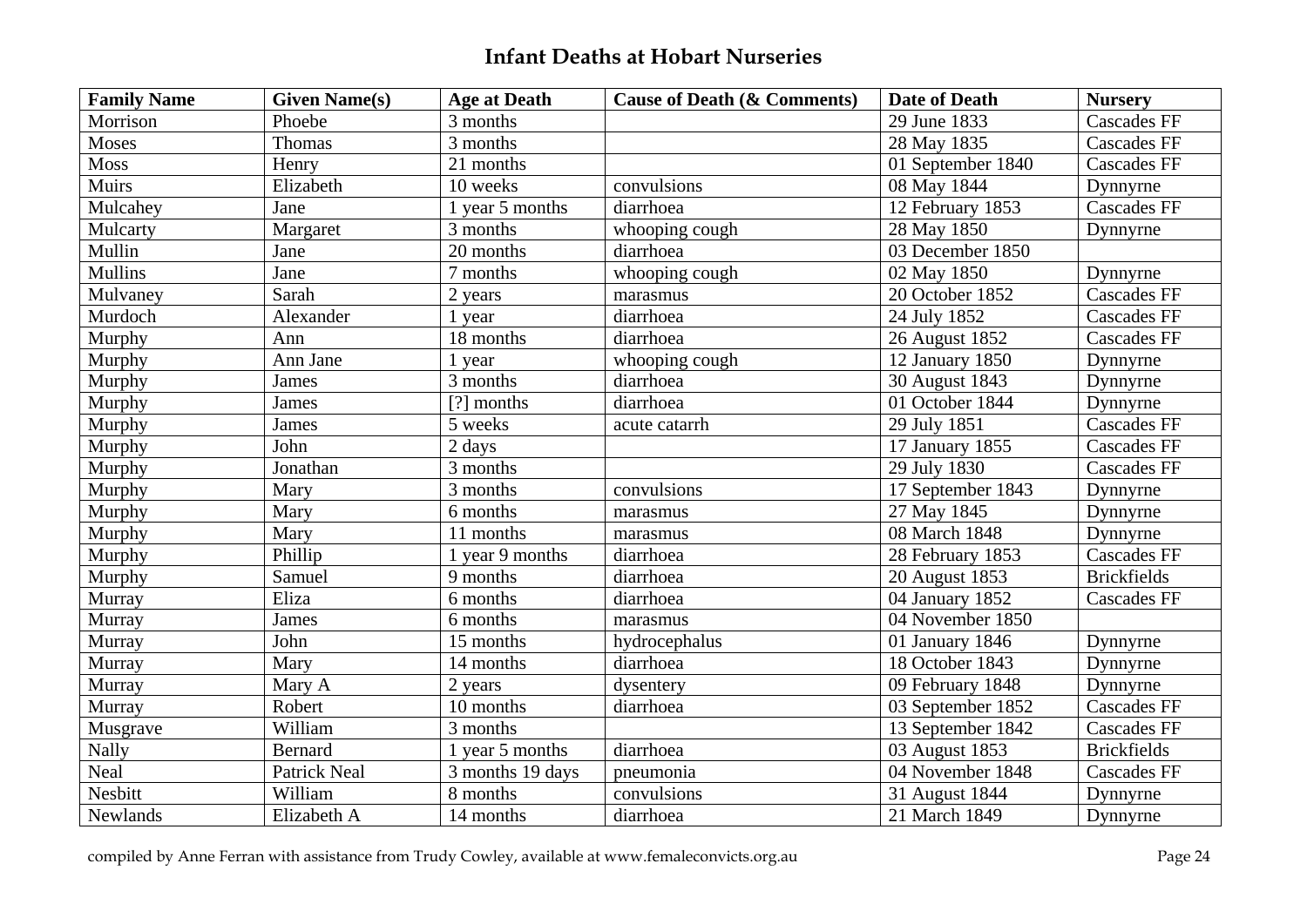# Infant Deaths at Hobart Nurseries

| Family Name | Given Name(s) | Age at Death | Cause of Death (& Comments) | Date of Death | Nursery |
|---|---|---|---|---|---|
| Morrison | Phoebe | 3 months | | 29 June 1833 | Cascades FF |
| Moses | Thomas | 3 months | | 28 May 1835 | Cascades FF |
| Moss | Henry | 21 months | | 01 September 1840 | Cascades FF |
| Muirs | Elizabeth | 10 weeks | convulsions | 08 May 1844 | Dynnyrne |
| Mulcahey | Jane | 1 year 5 months | diarrhoea | 12 February 1853 | Cascades FF |
| Mulcarty | Margaret | 3 months | whooping cough | 28 May 1850 | Dynnyrne |
| Mullin | Jane | 20 months | diarrhoea | 03 December 1850 | |
| Mullins | Jane | 7 months | whooping cough | 02 May 1850 | Dynnyrne |
| Mulvaney | Sarah | 2 years | marasmus | 20 October 1852 | Cascades FF |
| Murdoch | Alexander | 1 year | diarrhoea | 24 July 1852 | Cascades FF |
| Murphy | Ann | 18 months | diarrhoea | 26 August 1852 | Cascades FF |
| Murphy | Ann Jane | 1 year | whooping cough | 12 January 1850 | Dynnyrne |
| Murphy | James | 3 months | diarrhoea | 30 August 1843 | Dynnyrne |
| Murphy | James | [?] months | diarrhoea | 01 October 1844 | Dynnyrne |
| Murphy | James | 5 weeks | acute catarrh | 29 July 1851 | Cascades FF |
| Murphy | John | 2 days | | 17 January 1855 | Cascades FF |
| Murphy | Jonathan | 3 months | | 29 July 1830 | Cascades FF |
| Murphy | Mary | 3 months | convulsions | 17 September 1843 | Dynnyrne |
| Murphy | Mary | 6 months | marasmus | 27 May 1845 | Dynnyrne |
| Murphy | Mary | 11 months | marasmus | 08 March 1848 | Dynnyrne |
| Murphy | Phillip | 1 year 9 months | diarrhoea | 28 February 1853 | Cascades FF |
| Murphy | Samuel | 9 months | diarrhoea | 20 August 1853 | Brickfields |
| Murray | Eliza | 6 months | diarrhoea | 04 January 1852 | Cascades FF |
| Murray | James | 6 months | marasmus | 04 November 1850 | |
| Murray | John | 15 months | hydrocephalus | 01 January 1846 | Dynnyrne |
| Murray | Mary | 14 months | diarrhoea | 18 October 1843 | Dynnyrne |
| Murray | Mary A | 2 years | dysentery | 09 February 1848 | Dynnyrne |
| Murray | Robert | 10 months | diarrhoea | 03 September 1852 | Cascades FF |
| Musgrave | William | 3 months | | 13 September 1842 | Cascades FF |
| Nally | Bernard | 1 year 5 months | diarrhoea | 03 August 1853 | Brickfields |
| Neal | Patrick Neal | 3 months 19 days | pneumonia | 04 November 1848 | Cascades FF |
| Nesbitt | William | 8 months | convulsions | 31 August 1844 | Dynnyrne |
| Newlands | Elizabeth A | 14 months | diarrhoea | 21 March 1849 | Dynnyrne |

compiled by Anne Ferran with assistance from Trudy Cowley, available at www.femaleconvicts.org.au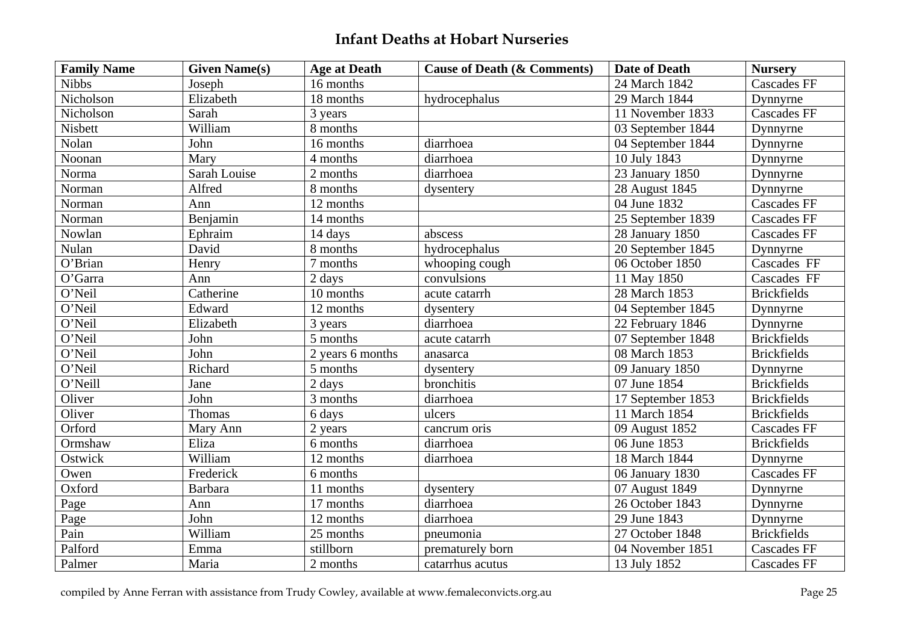# Infant Deaths at Hobart Nurseries

| Family Name | Given Name(s) | Age at Death | Cause of Death (& Comments) | Date of Death | Nursery |
|---|---|---|---|---|---|
| Nibbs | Joseph | 16 months | | 24 March 1842 | Cascades FF |
| Nicholson | Elizabeth | 18 months | hydrocephalus | 29 March 1844 | Dynnyrne |
| Nicholson | Sarah | 3 years | | 11 November 1833 | Cascades FF |
| Nisbett | William | 8 months | | 03 September 1844 | Dynnyrne |
| Nolan | John | 16 months | diarrhoea | 04 September 1844 | Dynnyrne |
| Noonan | Mary | 4 months | diarrhoea | 10 July 1843 | Dynnyrne |
| Norma | Sarah Louise | 2 months | diarrhoea | 23 January 1850 | Dynnyrne |
| Norman | Alfred | 8 months | dysentery | 28 August 1845 | Dynnyrne |
| Norman | Ann | 12 months | | 04 June 1832 | Cascades FF |
| Norman | Benjamin | 14 months | | 25 September 1839 | Cascades FF |
| Nowlan | Ephraim | 14 days | abscess | 28 January 1850 | Cascades FF |
| Nulan | David | 8 months | hydrocephalus | 20 September 1845 | Dynnyrne |
| O'Brian | Henry | 7 months | whooping cough | 06 October 1850 | Cascades FF |
| O'Garra | Ann | 2 days | convulsions | 11 May 1850 | Cascades FF |
| O'Neil | Catherine | 10 months | acute catarrh | 28 March 1853 | Brickfields |
| O'Neil | Edward | 12 months | dysentery | 04 September 1845 | Dynnyrne |
| O'Neil | Elizabeth | 3 years | diarrhoea | 22 February 1846 | Dynnyrne |
| O'Neil | John | 5 months | acute catarrh | 07 September 1848 | Brickfields |
| O'Neil | John | 2 years 6 months | anasarca | 08 March 1853 | Brickfields |
| O'Neil | Richard | 5 months | dysentery | 09 January 1850 | Dynnyrne |
| O'Neill | Jane | 2 days | bronchitis | 07 June 1854 | Brickfields |
| Oliver | John | 3 months | diarrhoea | 17 September 1853 | Brickfields |
| Oliver | Thomas | 6 days | ulcers | 11 March 1854 | Brickfields |
| Orford | Mary Ann | 2 years | cancrum oris | 09 August 1852 | Cascades FF |
| Ormshaw | Eliza | 6 months | diarrhoea | 06 June 1853 | Brickfields |
| Ostwick | William | 12 months | diarrhoea | 18 March 1844 | Dynnyrne |
| Owen | Frederick | 6 months | | 06 January 1830 | Cascades FF |
| Oxford | Barbara | 11 months | dysentery | 07 August 1849 | Dynnyrne |
| Page | Ann | 17 months | diarrhoea | 26 October 1843 | Dynnyrne |
| Page | John | 12 months | diarrhoea | 29 June 1843 | Dynnyrne |
| Pain | William | 25 months | pneumonia | 27 October 1848 | Brickfields |
| Palford | Emma | stillborn | prematurely born | 04 November 1851 | Cascades FF |
| Palmer | Maria | 2 months | catarrhus acutus | 13 July 1852 | Cascades FF |

compiled by Anne Ferran with assistance from Trudy Cowley, available at www.femaleconvicts.org.au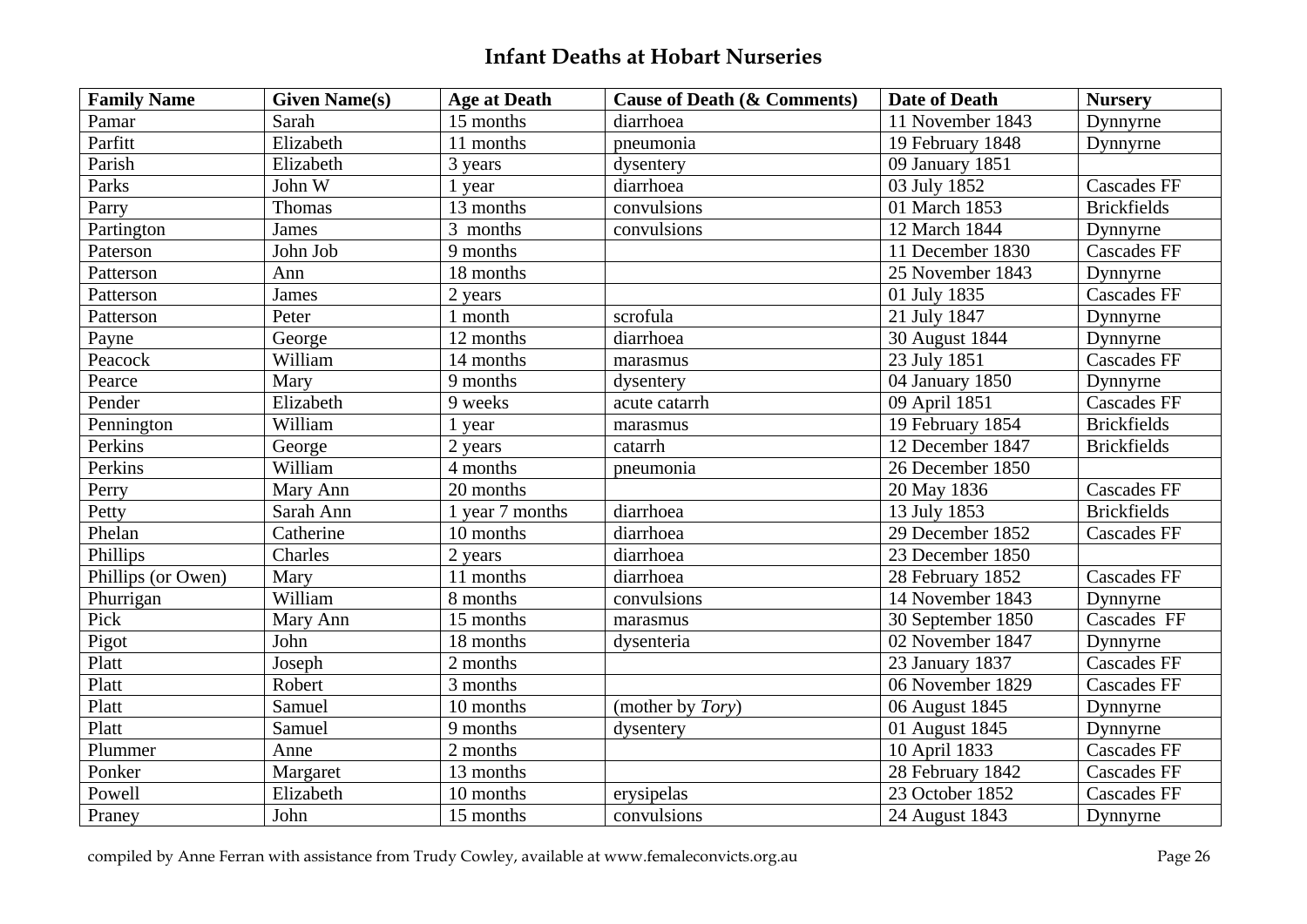## Infant Deaths at Hobart Nurseries

| Family Name | Given Name(s) | Age at Death | Cause of Death (& Comments) | Date of Death | Nursery |
|---|---|---|---|---|---|
| Pamar | Sarah | 15 months | diarrhoea | 11 November 1843 | Dynnyrne |
| Parfitt | Elizabeth | 11 months | pneumonia | 19 February 1848 | Dynnyrne |
| Parish | Elizabeth | 3 years | dysentery | 09 January 1851 | |
| Parks | John W | 1 year | diarrhoea | 03 July 1852 | Cascades FF |
| Parry | Thomas | 13 months | convulsions | 01 March 1853 | Brickfields |
| Partington | James | 3 months | convulsions | 12 March 1844 | Dynnyrne |
| Paterson | John Job | 9 months | | 11 December 1830 | Cascades FF |
| Patterson | Ann | 18 months | | 25 November 1843 | Dynnyrne |
| Patterson | James | 2 years | | 01 July 1835 | Cascades FF |
| Patterson | Peter | 1 month | scrofula | 21 July 1847 | Dynnyrne |
| Payne | George | 12 months | diarrhoea | 30 August 1844 | Dynnyrne |
| Peacock | William | 14 months | marasmus | 23 July 1851 | Cascades FF |
| Pearce | Mary | 9 months | dysentery | 04 January 1850 | Dynnyrne |
| Pender | Elizabeth | 9 weeks | acute catarrh | 09 April 1851 | Cascades FF |
| Pennington | William | 1 year | marasmus | 19 February 1854 | Brickfields |
| Perkins | George | 2 years | catarrh | 12 December 1847 | Brickfields |
| Perkins | William | 4 months | pneumonia | 26 December 1850 | |
| Perry | Mary Ann | 20 months | | 20 May 1836 | Cascades FF |
| Petty | Sarah Ann | 1 year 7 months | diarrhoea | 13 July 1853 | Brickfields |
| Phelan | Catherine | 10 months | diarrhoea | 29 December 1852 | Cascades FF |
| Phillips | Charles | 2 years | diarrhoea | 23 December 1850 | |
| Phillips (or Owen) | Mary | 11 months | diarrhoea | 28 February 1852 | Cascades FF |
| Phurrigan | William | 8 months | convulsions | 14 November 1843 | Dynnyrne |
| Pick | Mary Ann | 15 months | marasmus | 30 September 1850 | Cascades FF |
| Pigot | John | 18 months | dysenteria | 02 November 1847 | Dynnyrne |
| Platt | Joseph | 2 months | | 23 January 1837 | Cascades FF |
| Platt | Robert | 3 months | | 06 November 1829 | Cascades FF |
| Platt | Samuel | 10 months | (mother by *Tory*) | 06 August 1845 | Dynnyrne |
| Platt | Samuel | 9 months | dysentery | 01 August 1845 | Dynnyrne |
| Plummer | Anne | 2 months | | 10 April 1833 | Cascades FF |
| Ponker | Margaret | 13 months | | 28 February 1842 | Cascades FF |
| Powell | Elizabeth | 10 months | erysipelas | 23 October 1852 | Cascades FF |
| Praney | John | 15 months | convulsions | 24 August 1843 | Dynnyrne |

compiled by Anne Ferran with assistance from Trudy Cowley, available at www.femaleconvicts.org.au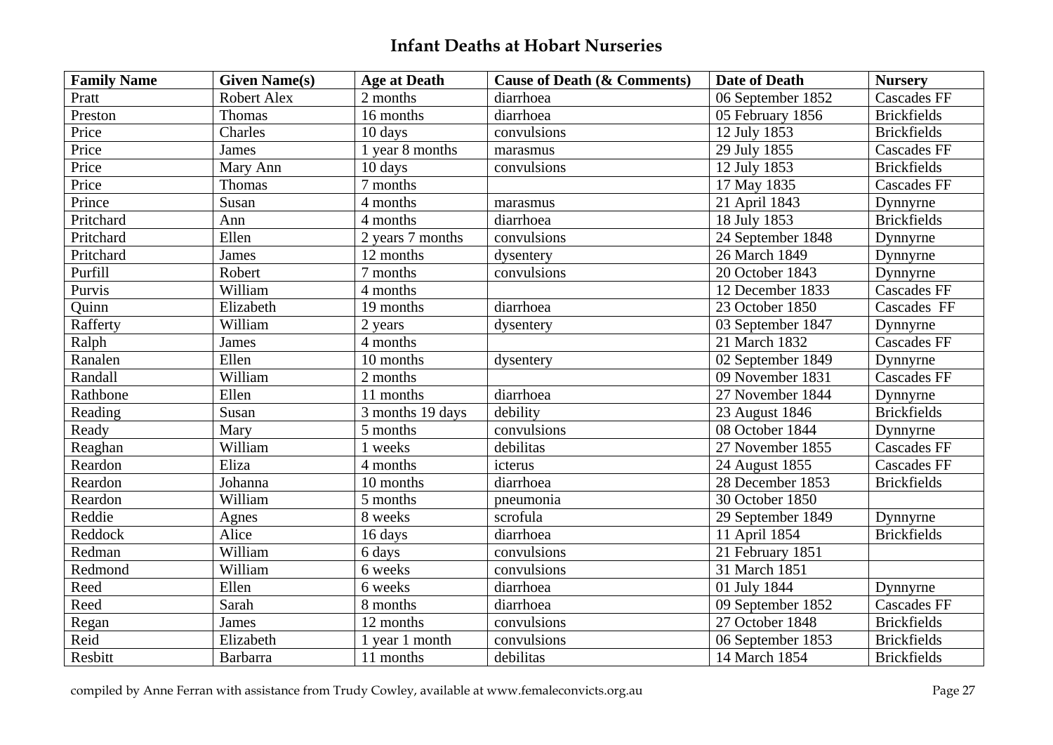## Infant Deaths at Hobart Nurseries

| Family Name | Given Name(s) | Age at Death | Cause of Death (& Comments) | Date of Death | Nursery |
|---|---|---|---|---|---|
| Pratt | Robert Alex | 2 months | diarrhoea | 06 September 1852 | Cascades FF |
| Preston | Thomas | 16 months | diarrhoea | 05 February 1856 | Brickfields |
| Price | Charles | 10 days | convulsions | 12 July 1853 | Brickfields |
| Price | James | 1 year 8 months | marasmus | 29 July 1855 | Cascades FF |
| Price | Mary Ann | 10 days | convulsions | 12 July 1853 | Brickfields |
| Price | Thomas | 7 months | | 17 May 1835 | Cascades FF |
| Prince | Susan | 4 months | marasmus | 21 April 1843 | Dynnyrne |
| Pritchard | Ann | 4 months | diarrhoea | 18 July 1853 | Brickfields |
| Pritchard | Ellen | 2 years 7 months | convulsions | 24 September 1848 | Dynnyrne |
| Pritchard | James | 12 months | dysentery | 26 March 1849 | Dynnyrne |
| Purfill | Robert | 7 months | convulsions | 20 October 1843 | Dynnyrne |
| Purvis | William | 4 months | | 12 December 1833 | Cascades FF |
| Quinn | Elizabeth | 19 months | diarrhoea | 23 October 1850 | Cascades FF |
| Rafferty | William | 2 years | dysentery | 03 September 1847 | Dynnyrne |
| Ralph | James | 4 months | | 21 March 1832 | Cascades FF |
| Ranalen | Ellen | 10 months | dysentery | 02 September 1849 | Dynnyrne |
| Randall | William | 2 months | | 09 November 1831 | Cascades FF |
| Rathbone | Ellen | 11 months | diarrhoea | 27 November 1844 | Dynnyrne |
| Reading | Susan | 3 months 19 days | debility | 23 August 1846 | Brickfields |
| Ready | Mary | 5 months | convulsions | 08 October 1844 | Dynnyrne |
| Reaghan | William | 1 weeks | debilitas | 27 November 1855 | Cascades FF |
| Reardon | Eliza | 4 months | icterus | 24 August 1855 | Cascades FF |
| Reardon | Johanna | 10 months | diarrhoea | 28 December 1853 | Brickfields |
| Reardon | William | 5 months | pneumonia | 30 October 1850 | |
| Reddie | Agnes | 8 weeks | scrofula | 29 September 1849 | Dynnyrne |
| Reddock | Alice | 16 days | diarrhoea | 11 April 1854 | Brickfields |
| Redman | William | 6 days | convulsions | 21 February 1851 | |
| Redmond | William | 6 weeks | convulsions | 31 March 1851 | |
| Reed | Ellen | 6 weeks | diarrhoea | 01 July 1844 | Dynnyrne |
| Reed | Sarah | 8 months | diarrhoea | 09 September 1852 | Cascades FF |
| Regan | James | 12 months | convulsions | 27 October 1848 | Brickfields |
| Reid | Elizabeth | 1 year 1 month | convulsions | 06 September 1853 | Brickfields |
| Resbitt | Barbarra | 11 months | debilitas | 14 March 1854 | Brickfields |

compiled by Anne Ferran with assistance from Trudy Cowley, available at www.femaleconvicts.org.au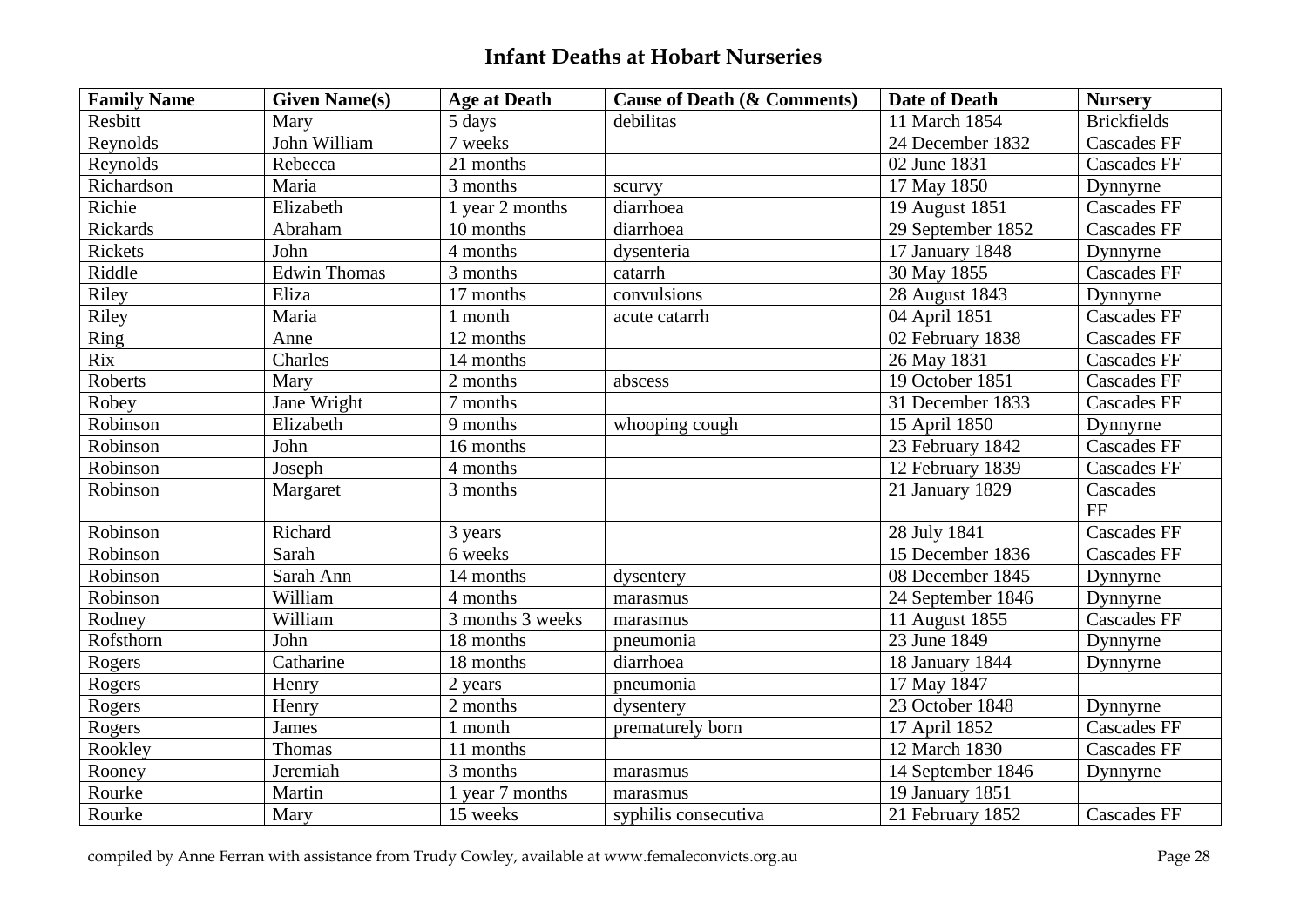## Infant Deaths at Hobart Nurseries

| Family Name | Given Name(s) | Age at Death | Cause of Death (& Comments) | Date of Death | Nursery |
|---|---|---|---|---|---|
| Resbitt | Mary | 5 days | debilitas | 11 March 1854 | Brickfields |
| Reynolds | John William | 7 weeks | | 24 December 1832 | Cascades FF |
| Reynolds | Rebecca | 21 months | | 02 June 1831 | Cascades FF |
| Richardson | Maria | 3 months | scurvy | 17 May 1850 | Dynnyrne |
| Richie | Elizabeth | 1 year 2 months | diarrhoea | 19 August 1851 | Cascades FF |
| Rickards | Abraham | 10 months | diarrhoea | 29 September 1852 | Cascades FF |
| Rickets | John | 4 months | dysenteria | 17 January 1848 | Dynnyrne |
| Riddle | Edwin Thomas | 3 months | catarrh | 30 May 1855 | Cascades FF |
| Riley | Eliza | 17 months | convulsions | 28 August 1843 | Dynnyrne |
| Riley | Maria | 1 month | acute catarrh | 04 April 1851 | Cascades FF |
| Ring | Anne | 12 months | | 02 February 1838 | Cascades FF |
| Rix | Charles | 14 months | | 26 May 1831 | Cascades FF |
| Roberts | Mary | 2 months | abscess | 19 October 1851 | Cascades FF |
| Robey | Jane Wright | 7 months | | 31 December 1833 | Cascades FF |
| Robinson | Elizabeth | 9 months | whooping cough | 15 April 1850 | Dynnyrne |
| Robinson | John | 16 months | | 23 February 1842 | Cascades FF |
| Robinson | Joseph | 4 months | | 12 February 1839 | Cascades FF |
| Robinson | Margaret | 3 months | | 21 January 1829 | Cascades FF |
| Robinson | Richard | 3 years | | 28 July 1841 | Cascades FF |
| Robinson | Sarah | 6 weeks | | 15 December 1836 | Cascades FF |
| Robinson | Sarah Ann | 14 months | dysentery | 08 December 1845 | Dynnyrne |
| Robinson | William | 4 months | marasmus | 24 September 1846 | Dynnyrne |
| Rodney | William | 3 months 3 weeks | marasmus | 11 August 1855 | Cascades FF |
| Rofsthorn | John | 18 months | pneumonia | 23 June 1849 | Dynnyrne |
| Rogers | Catharine | 18 months | diarrhoea | 18 January 1844 | Dynnyrne |
| Rogers | Henry | 2 years | pneumonia | 17 May 1847 | |
| Rogers | Henry | 2 months | dysentery | 23 October 1848 | Dynnyrne |
| Rogers | James | 1 month | prematurely born | 17 April 1852 | Cascades FF |
| Rookley | Thomas | 11 months | | 12 March 1830 | Cascades FF |
| Rooney | Jeremiah | 3 months | marasmus | 14 September 1846 | Dynnyrne |
| Rourke | Martin | 1 year 7 months | marasmus | 19 January 1851 | |
| Rourke | Mary | 15 weeks | syphilis consecutiva | 21 February 1852 | Cascades FF |

compiled by Anne Ferran with assistance from Trudy Cowley, available at www.femaleconvicts.org.au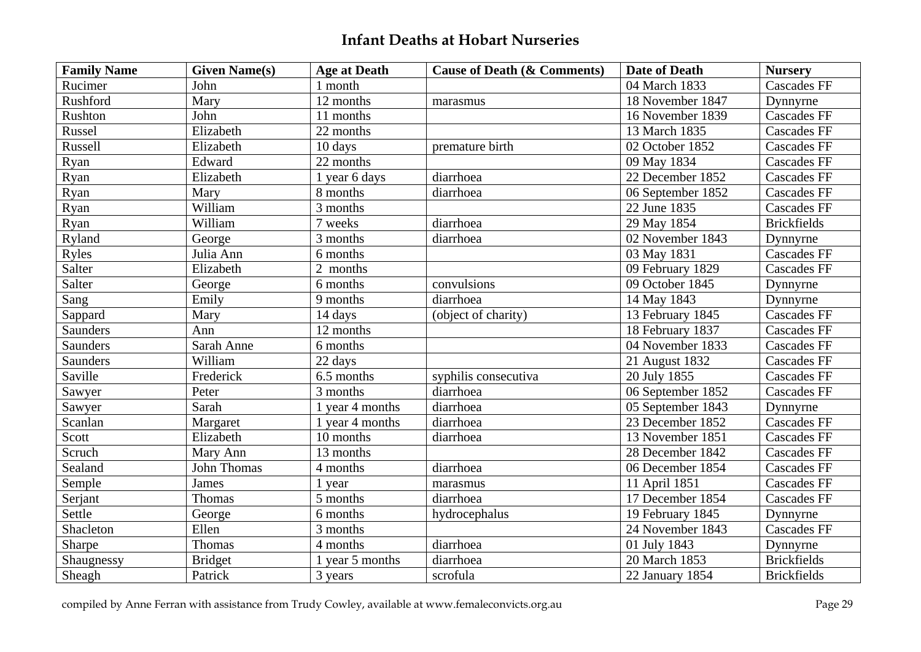# Infant Deaths at Hobart Nurseries

| Family Name | Given Name(s) | Age at Death | Cause of Death (& Comments) | Date of Death | Nursery |
|---|---|---|---|---|---|
| Rucimer | John | 1 month | | 04 March 1833 | Cascades FF |
| Rushford | Mary | 12 months | marasmus | 18 November 1847 | Dynnyrne |
| Rushton | John | 11 months | | 16 November 1839 | Cascades FF |
| Russel | Elizabeth | 22 months | | 13 March 1835 | Cascades FF |
| Russell | Elizabeth | 10 days | premature birth | 02 October 1852 | Cascades FF |
| Ryan | Edward | 22 months | | 09 May 1834 | Cascades FF |
| Ryan | Elizabeth | 1 year 6 days | diarrhoea | 22 December 1852 | Cascades FF |
| Ryan | Mary | 8 months | diarrhoea | 06 September 1852 | Cascades FF |
| Ryan | William | 3 months | | 22 June 1835 | Cascades FF |
| Ryan | William | 7 weeks | diarrhoea | 29 May 1854 | Brickfields |
| Ryland | George | 3 months | diarrhoea | 02 November 1843 | Dynnyrne |
| Ryles | Julia Ann | 6 months | | 03 May 1831 | Cascades FF |
| Salter | Elizabeth | 2 months | | 09 February 1829 | Cascades FF |
| Salter | George | 6 months | convulsions | 09 October 1845 | Dynnyrne |
| Sang | Emily | 9 months | diarrhoea | 14 May 1843 | Dynnyrne |
| Sappard | Mary | 14 days | (object of charity) | 13 February 1845 | Cascades FF |
| Saunders | Ann | 12 months | | 18 February 1837 | Cascades FF |
| Saunders | Sarah Anne | 6 months | | 04 November 1833 | Cascades FF |
| Saunders | William | 22 days | | 21 August 1832 | Cascades FF |
| Saville | Frederick | 6.5 months | syphilis consecutiva | 20 July 1855 | Cascades FF |
| Sawyer | Peter | 3 months | diarrhoea | 06 September 1852 | Cascades FF |
| Sawyer | Sarah | 1 year 4 months | diarrhoea | 05 September 1843 | Dynnyrne |
| Scanlan | Margaret | 1 year 4 months | diarrhoea | 23 December 1852 | Cascades FF |
| Scott | Elizabeth | 10 months | diarrhoea | 13 November 1851 | Cascades FF |
| Scruch | Mary Ann | 13 months | | 28 December 1842 | Cascades FF |
| Sealand | John Thomas | 4 months | diarrhoea | 06 December 1854 | Cascades FF |
| Semple | James | 1 year | marasmus | 11 April 1851 | Cascades FF |
| Serjant | Thomas | 5 months | diarrhoea | 17 December 1854 | Cascades FF |
| Settle | George | 6 months | hydrocephalus | 19 February 1845 | Dynnyrne |
| Shacleton | Ellen | 3 months | | 24 November 1843 | Cascades FF |
| Sharpe | Thomas | 4 months | diarrhoea | 01 July 1843 | Dynnyrne |
| Shaugnessy | Bridget | 1 year 5 months | diarrhoea | 20 March 1853 | Brickfields |
| Sheagh | Patrick | 3 years | scrofula | 22 January 1854 | Brickfields |

compiled by Anne Ferran with assistance from Trudy Cowley, available at www.femaleconvicts.org.au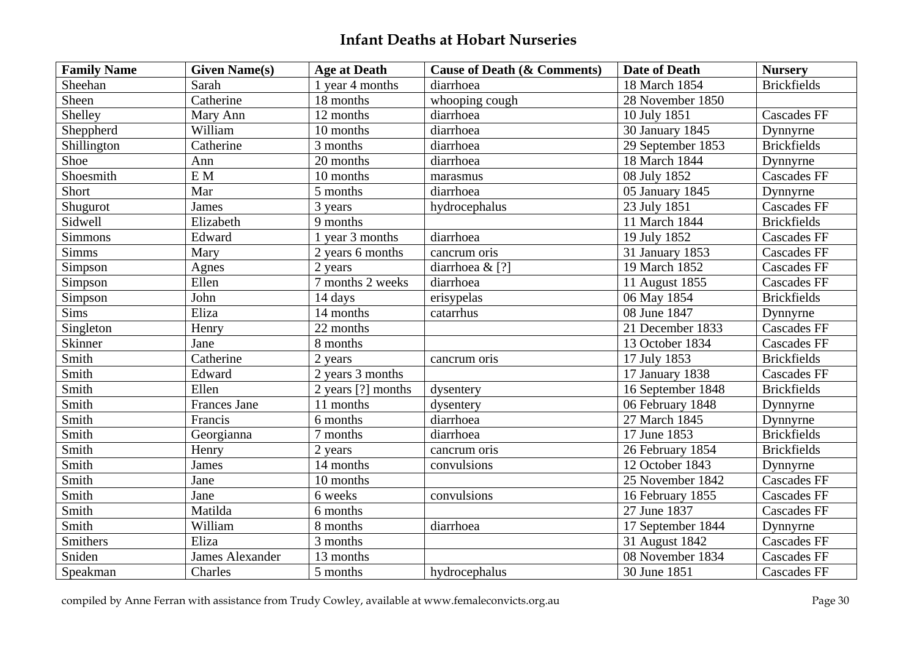## Infant Deaths at Hobart Nurseries

| Family Name | Given Name(s) | Age at Death | Cause of Death (& Comments) | Date of Death | Nursery |
|---|---|---|---|---|---|
| Sheehan | Sarah | 1 year 4 months | diarrhoea | 18 March 1854 | Brickfields |
| Sheen | Catherine | 18 months | whooping cough | 28 November 1850 | |
| Shelley | Mary Ann | 12 months | diarrhoea | 10 July 1851 | Cascades FF |
| Sheppherd | William | 10 months | diarrhoea | 30 January 1845 | Dynnyrne |
| Shillington | Catherine | 3 months | diarrhoea | 29 September 1853 | Brickfields |
| Shoe | Ann | 20 months | diarrhoea | 18 March 1844 | Dynnyrne |
| Shoesmith | E M | 10 months | marasmus | 08 July 1852 | Cascades FF |
| Short | Mar | 5 months | diarrhoea | 05 January 1845 | Dynnyrne |
| Shugurot | James | 3 years | hydrocephalus | 23 July 1851 | Cascades FF |
| Sidwell | Elizabeth | 9 months | | 11 March 1844 | Brickfields |
| Simmons | Edward | 1 year 3 months | diarrhoea | 19 July 1852 | Cascades FF |
| Simms | Mary | 2 years 6 months | cancrum oris | 31 January 1853 | Cascades FF |
| Simpson | Agnes | 2 years | diarrhoea & [?] | 19 March 1852 | Cascades FF |
| Simpson | Ellen | 7 months 2 weeks | diarrhoea | 11 August 1855 | Cascades FF |
| Simpson | John | 14 days | erisypelas | 06 May 1854 | Brickfields |
| Sims | Eliza | 14 months | catarrhus | 08 June 1847 | Dynnyrne |
| Singleton | Henry | 22 months | | 21 December 1833 | Cascades FF |
| Skinner | Jane | 8 months | | 13 October 1834 | Cascades FF |
| Smith | Catherine | 2 years | cancrum oris | 17 July 1853 | Brickfields |
| Smith | Edward | 2 years 3 months | | 17 January 1838 | Cascades FF |
| Smith | Ellen | 2 years [?] months | dysentery | 16 September 1848 | Brickfields |
| Smith | Frances Jane | 11 months | dysentery | 06 February 1848 | Dynnyrne |
| Smith | Francis | 6 months | diarrhoea | 27 March 1845 | Dynnyrne |
| Smith | Georgianna | 7 months | diarrhoea | 17 June 1853 | Brickfields |
| Smith | Henry | 2 years | cancrum oris | 26 February 1854 | Brickfields |
| Smith | James | 14 months | convulsions | 12 October 1843 | Dynnyrne |
| Smith | Jane | 10 months | | 25 November 1842 | Cascades FF |
| Smith | Jane | 6 weeks | convulsions | 16 February 1855 | Cascades FF |
| Smith | Matilda | 6 months | | 27 June 1837 | Cascades FF |
| Smith | William | 8 months | diarrhoea | 17 September 1844 | Dynnyrne |
| Smithers | Eliza | 3 months | | 31 August 1842 | Cascades FF |
| Sniden | James Alexander | 13 months | | 08 November 1834 | Cascades FF |
| Speakman | Charles | 5 months | hydrocephalus | 30 June 1851 | Cascades FF |

compiled by Anne Ferran with assistance from Trudy Cowley, available at www.femaleconvicts.org.au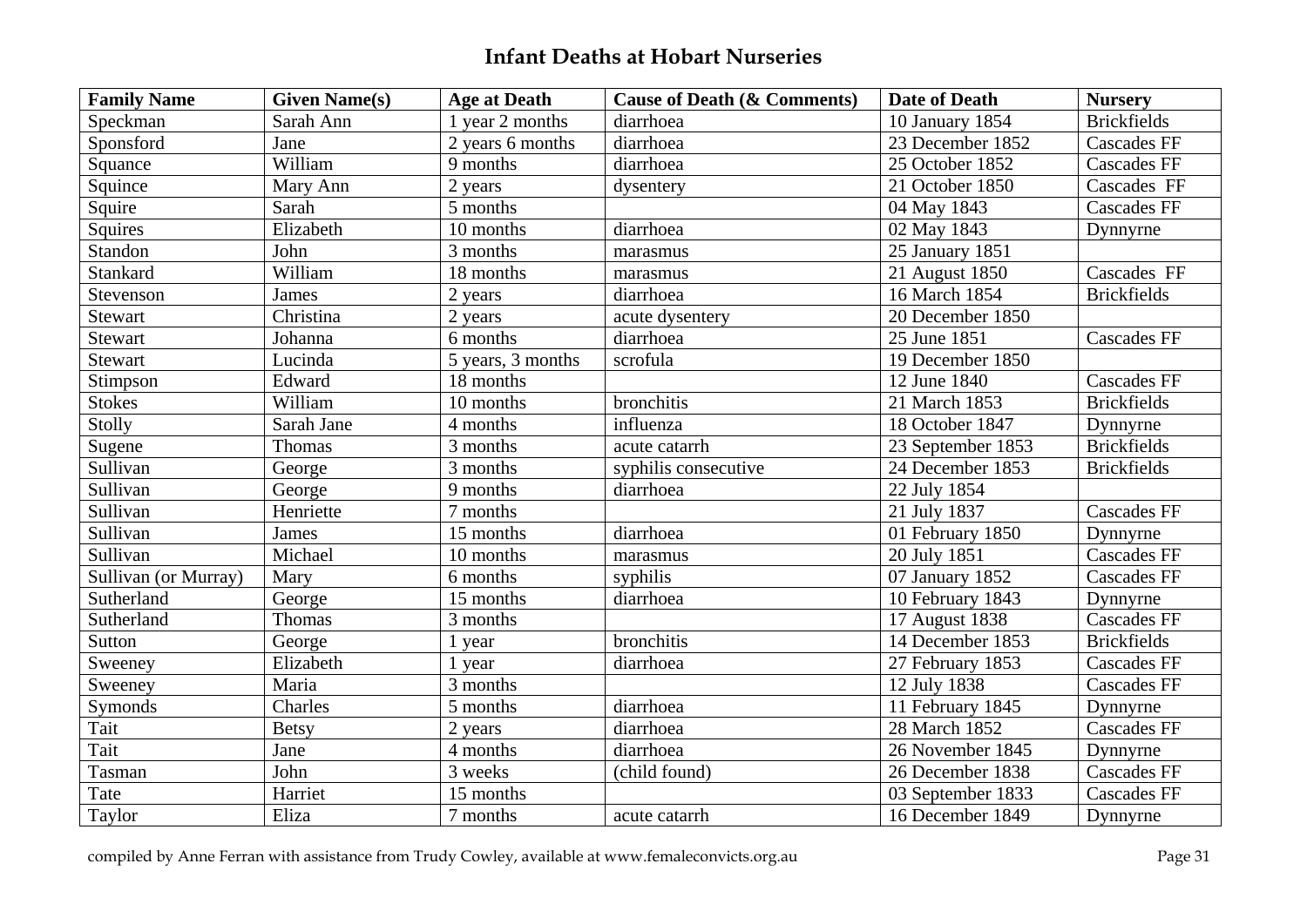## Infant Deaths at Hobart Nurseries

| Family Name | Given Name(s) | Age at Death | Cause of Death (& Comments) | Date of Death | Nursery |
|---|---|---|---|---|---|
| Speckman | Sarah Ann | 1 year 2 months | diarrhoea | 10 January 1854 | Brickfields |
| Sponsford | Jane | 2 years 6 months | diarrhoea | 23 December 1852 | Cascades FF |
| Squance | William | 9 months | diarrhoea | 25 October 1852 | Cascades FF |
| Squince | Mary Ann | 2 years | dysentery | 21 October 1850 | Cascades FF |
| Squire | Sarah | 5 months | | 04 May 1843 | Cascades FF |
| Squires | Elizabeth | 10 months | diarrhoea | 02 May 1843 | Dynnyrne |
| Standon | John | 3 months | marasmus | 25 January 1851 | |
| Stankard | William | 18 months | marasmus | 21 August 1850 | Cascades FF |
| Stevenson | James | 2 years | diarrhoea | 16 March 1854 | Brickfields |
| Stewart | Christina | 2 years | acute dysentery | 20 December 1850 | |
| Stewart | Johanna | 6 months | diarrhoea | 25 June 1851 | Cascades FF |
| Stewart | Lucinda | 5 years, 3 months | scrofula | 19 December 1850 | |
| Stimpson | Edward | 18 months | | 12 June 1840 | Cascades FF |
| Stokes | William | 10 months | bronchitis | 21 March 1853 | Brickfields |
| Stolly | Sarah Jane | 4 months | influenza | 18 October 1847 | Dynnyrne |
| Sugene | Thomas | 3 months | acute catarrh | 23 September 1853 | Brickfields |
| Sullivan | George | 3 months | syphilis consecutive | 24 December 1853 | Brickfields |
| Sullivan | George | 9 months | diarrhoea | 22 July 1854 | |
| Sullivan | Henriette | 7 months | | 21 July 1837 | Cascades FF |
| Sullivan | James | 15 months | diarrhoea | 01 February 1850 | Dynnyrne |
| Sullivan | Michael | 10 months | marasmus | 20 July 1851 | Cascades FF |
| Sullivan (or Murray) | Mary | 6 months | syphilis | 07 January 1852 | Cascades FF |
| Sutherland | George | 15 months | diarrhoea | 10 February 1843 | Dynnyrne |
| Sutherland | Thomas | 3 months | | 17 August 1838 | Cascades FF |
| Sutton | George | 1 year | bronchitis | 14 December 1853 | Brickfields |
| Sweeney | Elizabeth | 1 year | diarrhoea | 27 February 1853 | Cascades FF |
| Sweeney | Maria | 3 months | | 12 July 1838 | Cascades FF |
| Symonds | Charles | 5 months | diarrhoea | 11 February 1845 | Dynnyrne |
| Tait | Betsy | 2 years | diarrhoea | 28 March 1852 | Cascades FF |
| Tait | Jane | 4 months | diarrhoea | 26 November 1845 | Dynnyrne |
| Tasman | John | 3 weeks | (child found) | 26 December 1838 | Cascades FF |
| Tate | Harriet | 15 months | | 03 September 1833 | Cascades FF |
| Taylor | Eliza | 7 months | acute catarrh | 16 December 1849 | Dynnyrne |

compiled by Anne Ferran with assistance from Trudy Cowley, available at www.femaleconvicts.org.au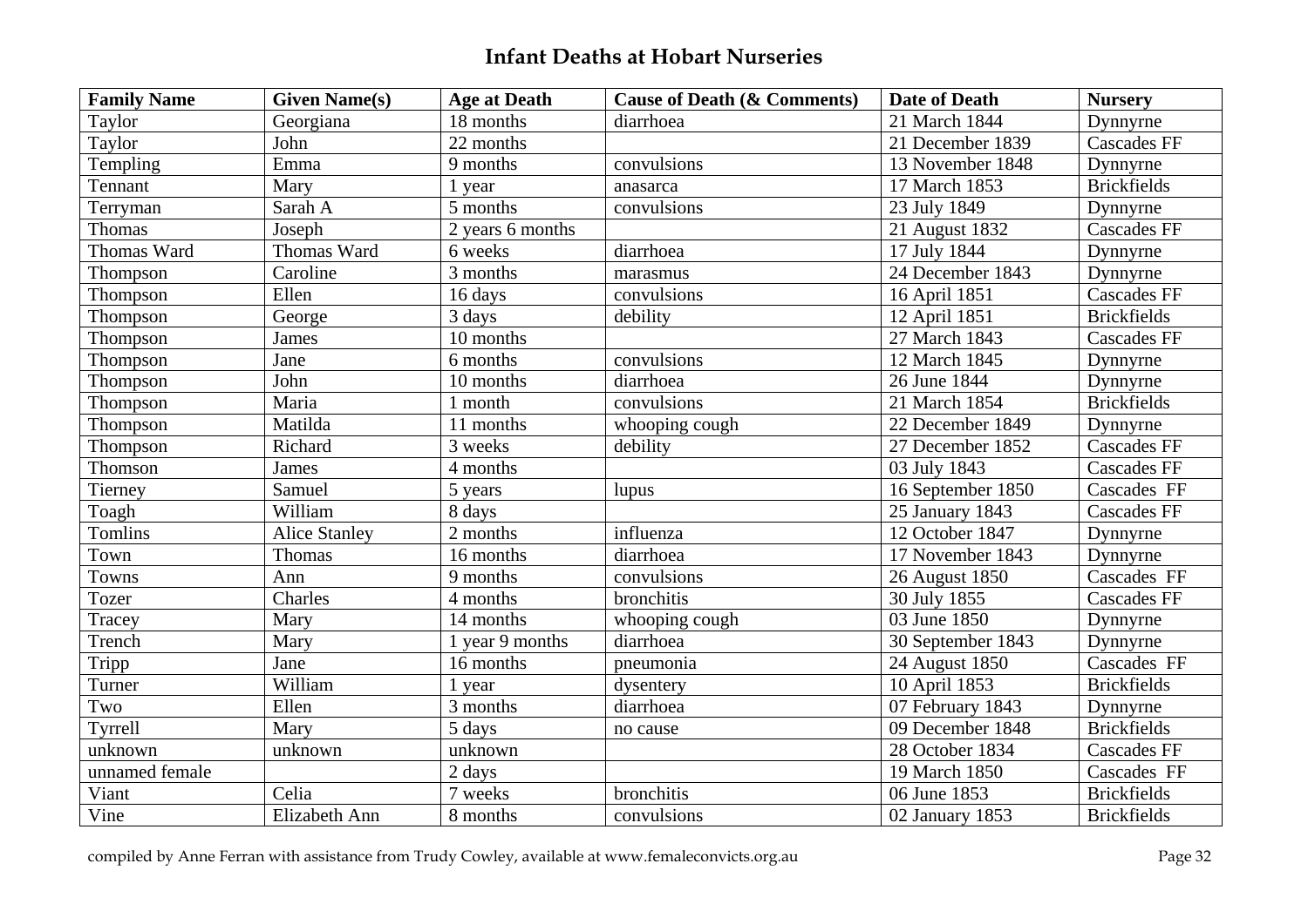## Infant Deaths at Hobart Nurseries

| Family Name | Given Name(s) | Age at Death | Cause of Death (& Comments) | Date of Death | Nursery |
|---|---|---|---|---|---|
| Taylor | Georgiana | 18 months | diarrhoea | 21 March 1844 | Dynnyrne |
| Taylor | John | 22 months | | 21 December 1839 | Cascades FF |
| Templing | Emma | 9 months | convulsions | 13 November 1848 | Dynnyrne |
| Tennant | Mary | 1 year | anasarca | 17 March 1853 | Brickfields |
| Terryman | Sarah A | 5 months | convulsions | 23 July 1849 | Dynnyrne |
| Thomas | Joseph | 2 years 6 months | | 21 August 1832 | Cascades FF |
| Thomas Ward | Thomas Ward | 6 weeks | diarrhoea | 17 July 1844 | Dynnyrne |
| Thompson | Caroline | 3 months | marasmus | 24 December 1843 | Dynnyrne |
| Thompson | Ellen | 16 days | convulsions | 16 April 1851 | Cascades FF |
| Thompson | George | 3 days | debility | 12 April 1851 | Brickfields |
| Thompson | James | 10 months | | 27 March 1843 | Cascades FF |
| Thompson | Jane | 6 months | convulsions | 12 March 1845 | Dynnyrne |
| Thompson | John | 10 months | diarrhoea | 26 June 1844 | Dynnyrne |
| Thompson | Maria | 1 month | convulsions | 21 March 1854 | Brickfields |
| Thompson | Matilda | 11 months | whooping cough | 22 December 1849 | Dynnyrne |
| Thompson | Richard | 3 weeks | debility | 27 December 1852 | Cascades FF |
| Thomson | James | 4 months | | 03 July 1843 | Cascades FF |
| Tierney | Samuel | 5 years | lupus | 16 September 1850 | Cascades FF |
| Toagh | William | 8 days | | 25 January 1843 | Cascades FF |
| Tomlins | Alice Stanley | 2 months | influenza | 12 October 1847 | Dynnyrne |
| Town | Thomas | 16 months | diarrhoea | 17 November 1843 | Dynnyrne |
| Towns | Ann | 9 months | convulsions | 26 August 1850 | Cascades FF |
| Tozer | Charles | 4 months | bronchitis | 30 July 1855 | Cascades FF |
| Tracey | Mary | 14 months | whooping cough | 03 June 1850 | Dynnyrne |
| Trench | Mary | 1 year 9 months | diarrhoea | 30 September 1843 | Dynnyrne |
| Tripp | Jane | 16 months | pneumonia | 24 August 1850 | Cascades FF |
| Turner | William | 1 year | dysentery | 10 April 1853 | Brickfields |
| Two | Ellen | 3 months | diarrhoea | 07 February 1843 | Dynnyrne |
| Tyrrell | Mary | 5 days | no cause | 09 December 1848 | Brickfields |
| unknown | unknown | unknown | | 28 October 1834 | Cascades FF |
| unnamed female | | 2 days | | 19 March 1850 | Cascades FF |
| Viant | Celia | 7 weeks | bronchitis | 06 June 1853 | Brickfields |
| Vine | Elizabeth Ann | 8 months | convulsions | 02 January 1853 | Brickfields |

compiled by Anne Ferran with assistance from Trudy Cowley, available at www.femaleconvicts.org.au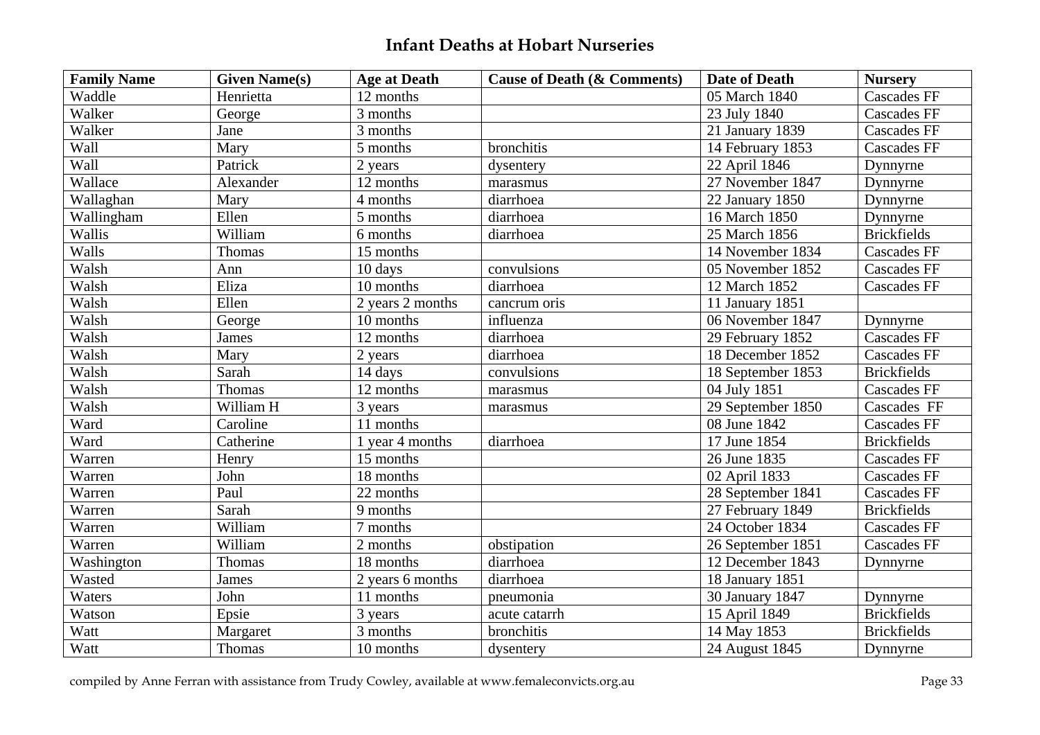## Infant Deaths at Hobart Nurseries

| Family Name | Given Name(s) | Age at Death | Cause of Death (& Comments) | Date of Death | Nursery |
|---|---|---|---|---|---|
| Waddle | Henrietta | 12 months | | 05 March 1840 | Cascades FF |
| Walker | George | 3 months | | 23 July 1840 | Cascades FF |
| Walker | Jane | 3 months | | 21 January 1839 | Cascades FF |
| Wall | Mary | 5 months | bronchitis | 14 February 1853 | Cascades FF |
| Wall | Patrick | 2 years | dysentery | 22 April 1846 | Dynnyrne |
| Wallace | Alexander | 12 months | marasmus | 27 November 1847 | Dynnyrne |
| Wallaghan | Mary | 4 months | diarrhoea | 22 January 1850 | Dynnyrne |
| Wallingham | Ellen | 5 months | diarrhoea | 16 March 1850 | Dynnyrne |
| Wallis | William | 6 months | diarrhoea | 25 March 1856 | Brickfields |
| Walls | Thomas | 15 months | | 14 November 1834 | Cascades FF |
| Walsh | Ann | 10 days | convulsions | 05 November 1852 | Cascades FF |
| Walsh | Eliza | 10 months | diarrhoea | 12 March 1852 | Cascades FF |
| Walsh | Ellen | 2 years 2 months | cancrum oris | 11 January 1851 | |
| Walsh | George | 10 months | influenza | 06 November 1847 | Dynnyrne |
| Walsh | James | 12 months | diarrhoea | 29 February 1852 | Cascades FF |
| Walsh | Mary | 2 years | diarrhoea | 18 December 1852 | Cascades FF |
| Walsh | Sarah | 14 days | convulsions | 18 September 1853 | Brickfields |
| Walsh | Thomas | 12 months | marasmus | 04 July 1851 | Cascades FF |
| Walsh | William H | 3 years | marasmus | 29 September 1850 | Cascades FF |
| Ward | Caroline | 11 months | | 08 June 1842 | Cascades FF |
| Ward | Catherine | 1 year 4 months | diarrhoea | 17 June 1854 | Brickfields |
| Warren | Henry | 15 months | | 26 June 1835 | Cascades FF |
| Warren | John | 18 months | | 02 April 1833 | Cascades FF |
| Warren | Paul | 22 months | | 28 September 1841 | Cascades FF |
| Warren | Sarah | 9 months | | 27 February 1849 | Brickfields |
| Warren | William | 7 months | | 24 October 1834 | Cascades FF |
| Warren | William | 2 months | obstipation | 26 September 1851 | Cascades FF |
| Washington | Thomas | 18 months | diarrhoea | 12 December 1843 | Dynnyrne |
| Wasted | James | 2 years 6 months | diarrhoea | 18 January 1851 | |
| Waters | John | 11 months | pneumonia | 30 January 1847 | Dynnyrne |
| Watson | Epsie | 3 years | acute catarrh | 15 April 1849 | Brickfields |
| Watt | Margaret | 3 months | bronchitis | 14 May 1853 | Brickfields |
| Watt | Thomas | 10 months | dysentery | 24 August 1845 | Dynnyrne |

compiled by Anne Ferran with assistance from Trudy Cowley, available at www.femaleconvicts.org.au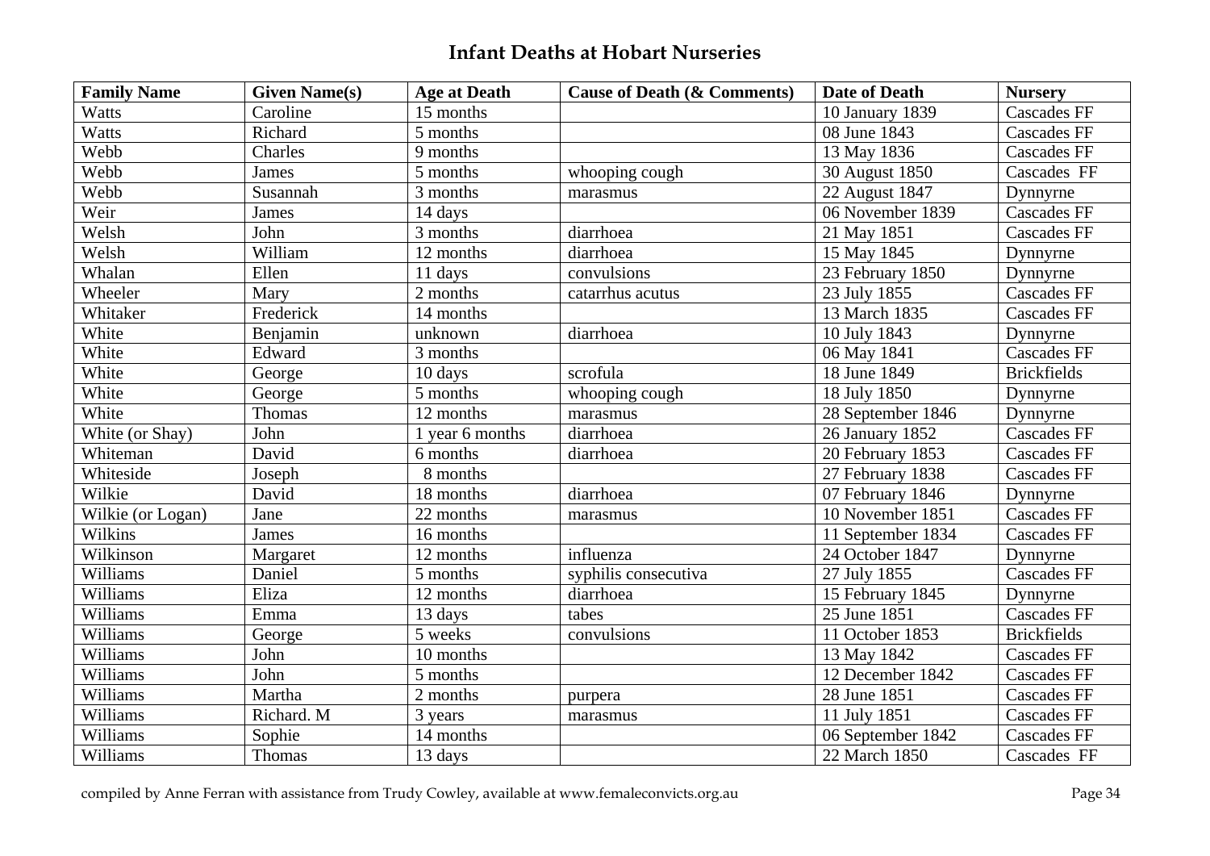# Infant Deaths at Hobart Nurseries

| Family Name | Given Name(s) | Age at Death | Cause of Death (& Comments) | Date of Death | Nursery |
|---|---|---|---|---|---|
| Watts | Caroline | 15 months | | 10 January 1839 | Cascades FF |
| Watts | Richard | 5 months | | 08 June 1843 | Cascades FF |
| Webb | Charles | 9 months | | 13 May 1836 | Cascades FF |
| Webb | James | 5 months | whooping cough | 30 August 1850 | Cascades FF |
| Webb | Susannah | 3 months | marasmus | 22 August 1847 | Dynnyrne |
| Weir | James | 14 days | | 06 November 1839 | Cascades FF |
| Welsh | John | 3 months | diarrhoea | 21 May 1851 | Cascades FF |
| Welsh | William | 12 months | diarrhoea | 15 May 1845 | Dynnyrne |
| Whalan | Ellen | 11 days | convulsions | 23 February 1850 | Dynnyrne |
| Wheeler | Mary | 2 months | catarrhus acutus | 23 July 1855 | Cascades FF |
| Whitaker | Frederick | 14 months | | 13 March 1835 | Cascades FF |
| White | Benjamin | unknown | diarrhoea | 10 July 1843 | Dynnyrne |
| White | Edward | 3 months | | 06 May 1841 | Cascades FF |
| White | George | 10 days | scrofula | 18 June 1849 | Brickfields |
| White | George | 5 months | whooping cough | 18 July 1850 | Dynnyrne |
| White | Thomas | 12 months | marasmus | 28 September 1846 | Dynnyrne |
| White (or Shay) | John | 1 year 6 months | diarrhoea | 26 January 1852 | Cascades FF |
| Whiteman | David | 6 months | diarrhoea | 20 February 1853 | Cascades FF |
| Whiteside | Joseph | 8 months | | 27 February 1838 | Cascades FF |
| Wilkie | David | 18 months | diarrhoea | 07 February 1846 | Dynnyrne |
| Wilkie (or Logan) | Jane | 22 months | marasmus | 10 November 1851 | Cascades FF |
| Wilkins | James | 16 months | | 11 September 1834 | Cascades FF |
| Wilkinson | Margaret | 12 months | influenza | 24 October 1847 | Dynnyrne |
| Williams | Daniel | 5 months | syphilis consecutiva | 27 July 1855 | Cascades FF |
| Williams | Eliza | 12 months | diarrhoea | 15 February 1845 | Dynnyrne |
| Williams | Emma | 13 days | tabes | 25 June 1851 | Cascades FF |
| Williams | George | 5 weeks | convulsions | 11 October 1853 | Brickfields |
| Williams | John | 10 months | | 13 May 1842 | Cascades FF |
| Williams | John | 5 months | | 12 December 1842 | Cascades FF |
| Williams | Martha | 2 months | purpera | 28 June 1851 | Cascades FF |
| Williams | Richard. M | 3 years | marasmus | 11 July 1851 | Cascades FF |
| Williams | Sophie | 14 months | | 06 September 1842 | Cascades FF |
| Williams | Thomas | 13 days | | 22 March 1850 | Cascades FF |

compiled by Anne Ferran with assistance from Trudy Cowley, available at www.femaleconvicts.org.au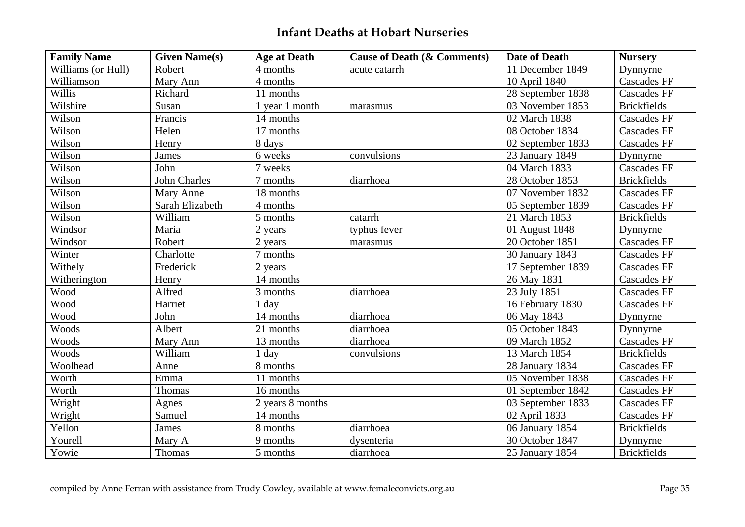## Infant Deaths at Hobart Nurseries

| Family Name | Given Name(s) | Age at Death | Cause of Death (& Comments) | Date of Death | Nursery |
|---|---|---|---|---|---|
| Williams (or Hull) | Robert | 4 months | acute catarrh | 11 December 1849 | Dynnyrne |
| Williamson | Mary Ann | 4 months | | 10 April 1840 | Cascades FF |
| Willis | Richard | 11 months | | 28 September 1838 | Cascades FF |
| Wilshire | Susan | 1 year 1 month | marasmus | 03 November 1853 | Brickfields |
| Wilson | Francis | 14 months | | 02 March 1838 | Cascades FF |
| Wilson | Helen | 17 months | | 08 October 1834 | Cascades FF |
| Wilson | Henry | 8 days | | 02 September 1833 | Cascades FF |
| Wilson | James | 6 weeks | convulsions | 23 January 1849 | Dynnyrne |
| Wilson | John | 7 weeks | | 04 March 1833 | Cascades FF |
| Wilson | John Charles | 7 months | diarrhoea | 28 October 1853 | Brickfields |
| Wilson | Mary Anne | 18 months | | 07 November 1832 | Cascades FF |
| Wilson | Sarah Elizabeth | 4 months | | 05 September 1839 | Cascades FF |
| Wilson | William | 5 months | catarrh | 21 March 1853 | Brickfields |
| Windsor | Maria | 2 years | typhus fever | 01 August 1848 | Dynnyrne |
| Windsor | Robert | 2 years | marasmus | 20 October 1851 | Cascades FF |
| Winter | Charlotte | 7 months | | 30 January 1843 | Cascades FF |
| Withely | Frederick | 2 years | | 17 September 1839 | Cascades FF |
| Witherington | Henry | 14 months | | 26 May 1831 | Cascades FF |
| Wood | Alfred | 3 months | diarrhoea | 23 July 1851 | Cascades FF |
| Wood | Harriet | 1 day | | 16 February 1830 | Cascades FF |
| Wood | John | 14 months | diarrhoea | 06 May 1843 | Dynnyrne |
| Woods | Albert | 21 months | diarrhoea | 05 October 1843 | Dynnyrne |
| Woods | Mary Ann | 13 months | diarrhoea | 09 March 1852 | Cascades FF |
| Woods | William | 1 day | convulsions | 13 March 1854 | Brickfields |
| Woolhead | Anne | 8 months | | 28 January 1834 | Cascades FF |
| Worth | Emma | 11 months | | 05 November 1838 | Cascades FF |
| Worth | Thomas | 16 months | | 01 September 1842 | Cascades FF |
| Wright | Agnes | 2 years 8 months | | 03 September 1833 | Cascades FF |
| Wright | Samuel | 14 months | | 02 April 1833 | Cascades FF |
| Yellon | James | 8 months | diarrhoea | 06 January 1854 | Brickfields |
| Yourell | Mary A | 9 months | dysenteria | 30 October 1847 | Dynnyrne |
| Yowie | Thomas | 5 months | diarrhoea | 25 January 1854 | Brickfields |

compiled by Anne Ferran with assistance from Trudy Cowley, available at www.femaleconvicts.org.au